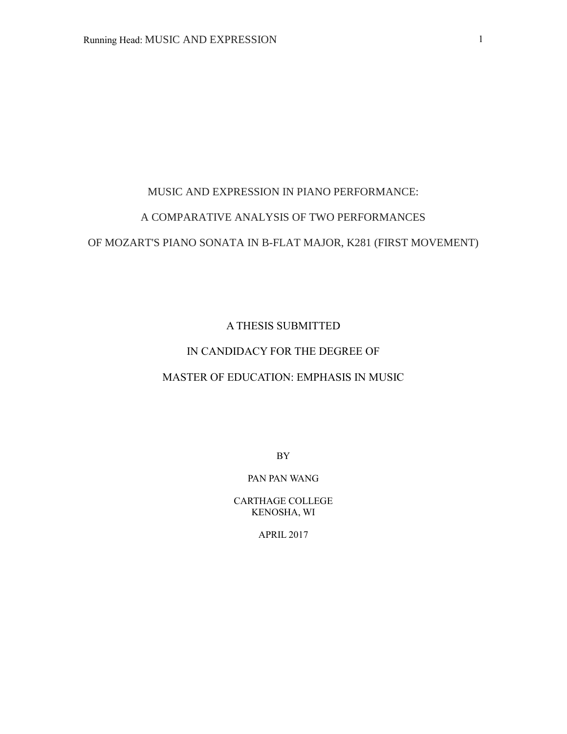# MUSIC AND EXPRESSION IN PIANO PERFORMANCE:

# A COMPARATIVE ANALYSIS OF TWO PERFORMANCES

# OF MOZART'S PIANO SONATA IN B-FLAT MAJOR, K281 (FIRST MOVEMENT)

A THESIS SUBMITTED

IN CANDIDACY FOR THE DEGREE OF

MASTER OF EDUCATION: EMPHASIS IN MUSIC

BY

PAN PAN WANG

CARTHAGE COLLEGE
KENOSHA, WI

APRIL 2017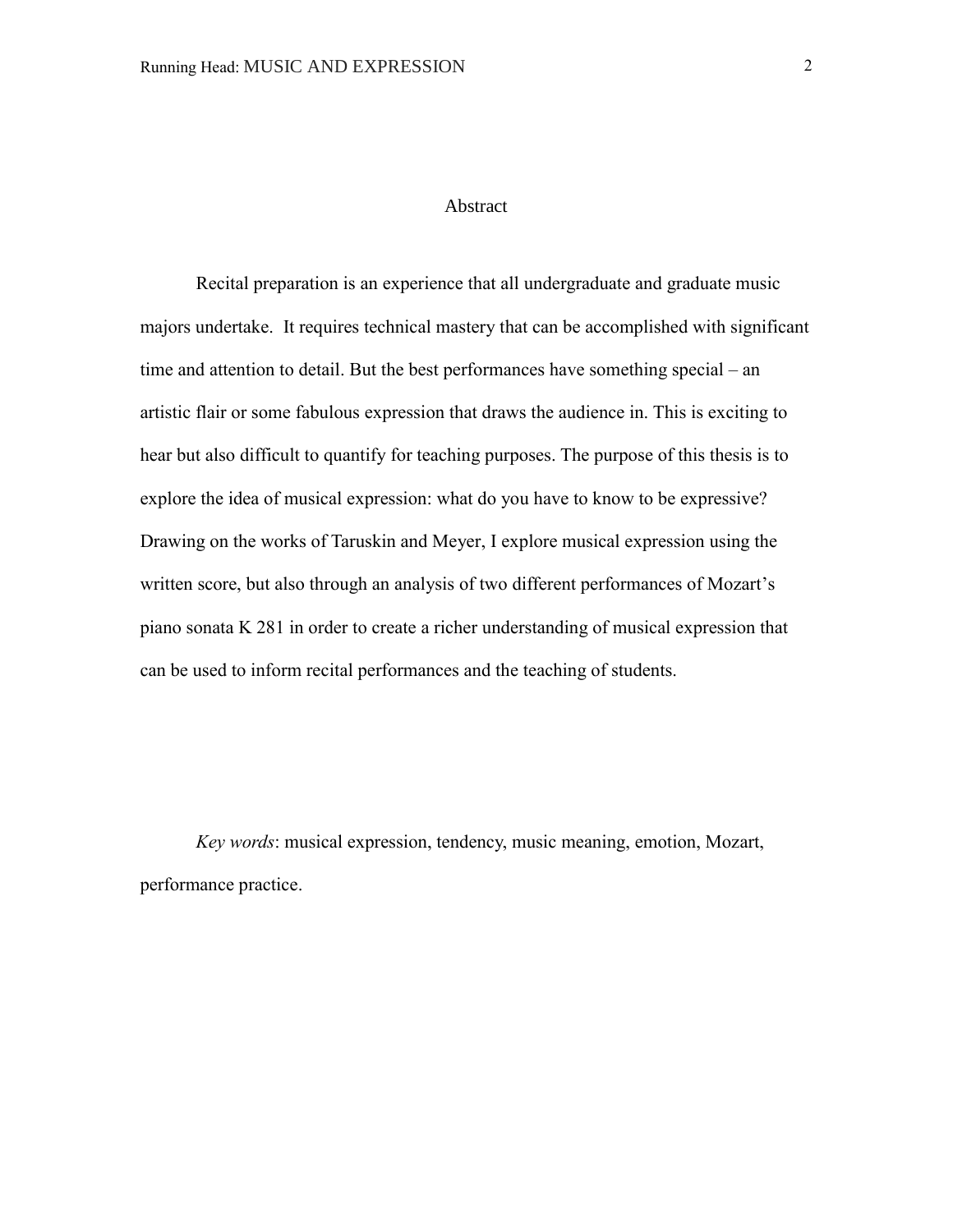## Abstract

Recital preparation is an experience that all undergraduate and graduate music majors undertake.  It requires technical mastery that can be accomplished with significant time and attention to detail. But the best performances have something special – an artistic flair or some fabulous expression that draws the audience in. This is exciting to hear but also difficult to quantify for teaching purposes. The purpose of this thesis is to explore the idea of musical expression: what do you have to know to be expressive? Drawing on the works of Taruskin and Meyer, I explore musical expression using the written score, but also through an analysis of two different performances of Mozart's piano sonata K 281 in order to create a richer understanding of musical expression that can be used to inform recital performances and the teaching of students.

*Key words*: musical expression, tendency, music meaning, emotion, Mozart, performance practice.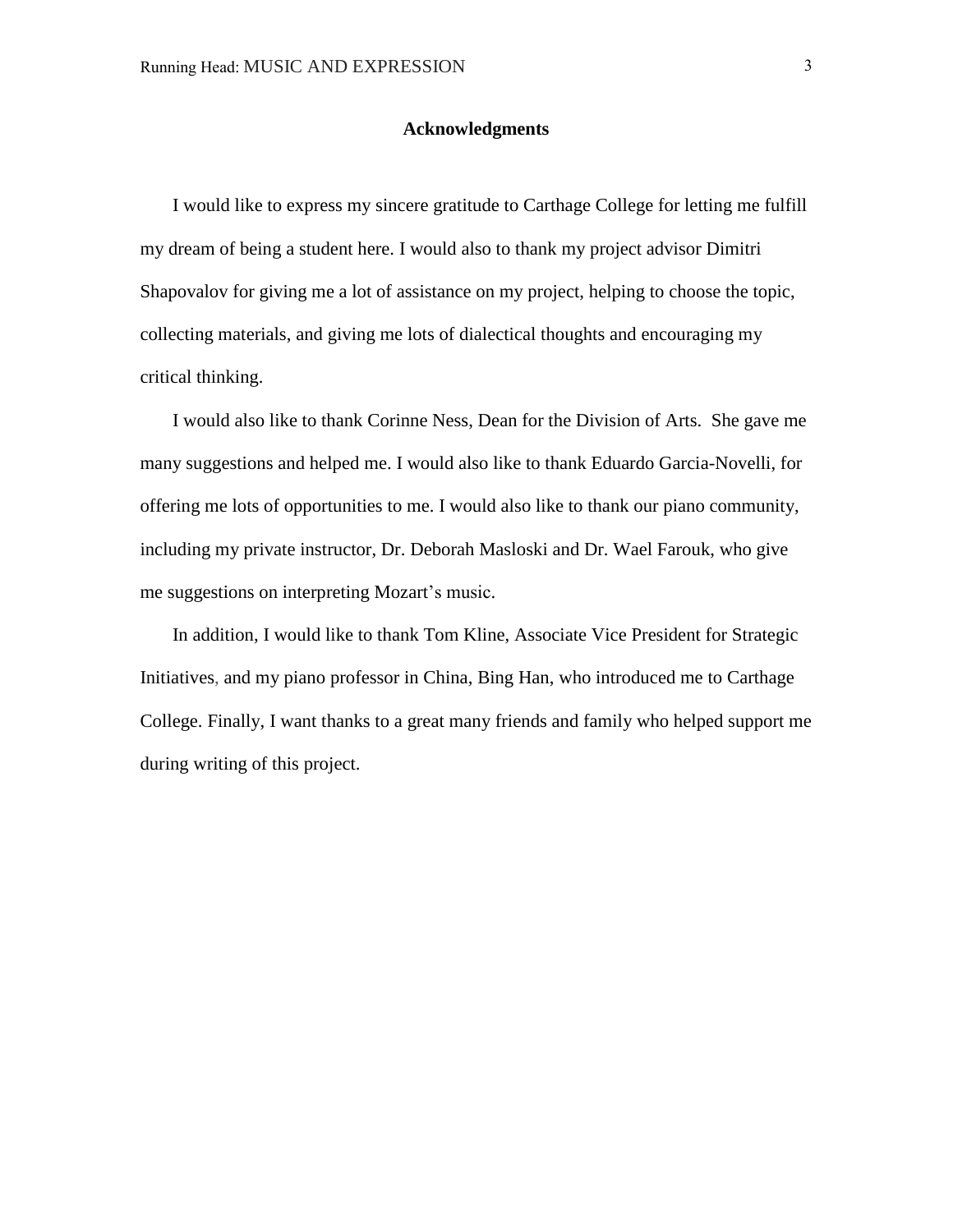## Acknowledgments

I would like to express my sincere gratitude to Carthage College for letting me fulfill my dream of being a student here. I would also to thank my project advisor Dimitri Shapovalov for giving me a lot of assistance on my project, helping to choose the topic, collecting materials, and giving me lots of dialectical thoughts and encouraging my critical thinking.

I would also like to thank Corinne Ness, Dean for the Division of Arts. She gave me many suggestions and helped me. I would also like to thank Eduardo Garcia-Novelli, for offering me lots of opportunities to me. I would also like to thank our piano community, including my private instructor, Dr. Deborah Masloski and Dr. Wael Farouk, who give me suggestions on interpreting Mozart's music.

In addition, I would like to thank Tom Kline, Associate Vice President for Strategic Initiatives, and my piano professor in China, Bing Han, who introduced me to Carthage College. Finally, I want thanks to a great many friends and family who helped support me during writing of this project.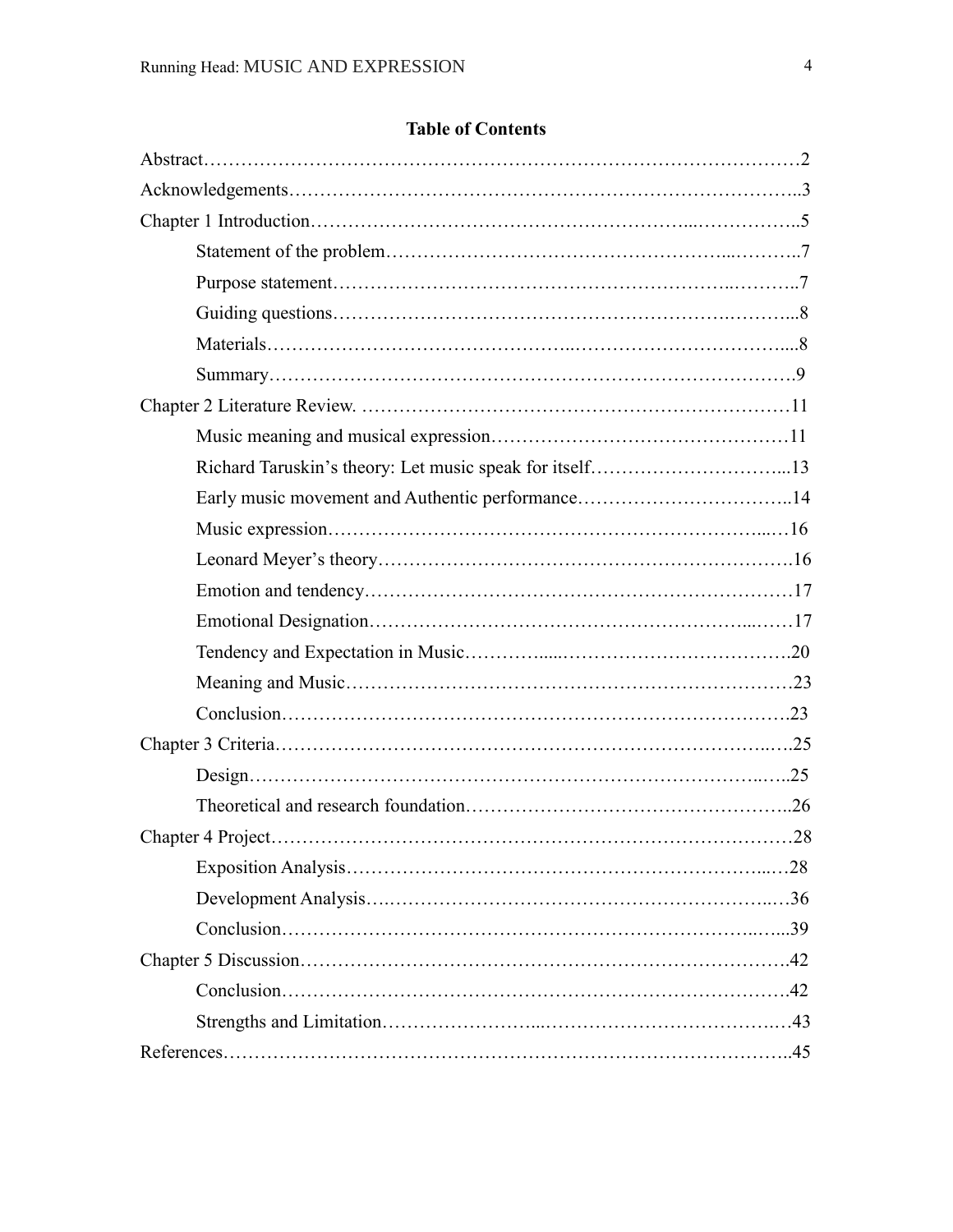## Table of Contents

Abstract……………………………………………………………………………………2

Acknowledgements………………………………………………………………………..3

Chapter 1 Introduction……………………………………………………...……………..5

 Statement of the problem……………………………………………...………..7

 Purpose statement………………………………………………………..………..7

 Guiding questions…………………………………………………….………...8

 Materials……………………………………..……………………………….....8

 Summary……………………………………………………………………….9

Chapter 2 Literature Review. ……………………………………………………………11

 Music meaning and musical expression…………………………………………11

 Richard Taruskin's theory: Let music speak for itself…………….…………...13

 Early music movement and Authentic performance……………………………..14

 Music expression……………………………………………………………...…16

 Leonard Meyer's theory……………….……………………….……………….16

 Emotion and tendency……………………………………………………………17

 Emotional Designation……………………………………………………...……17

 Tendency and Expectation in Music…………......……………………………….20

 Meaning and Music……………………………………………………………23

 Conclusion……………………………………………………………………….23

Chapter 3 Criteria………………………………………………………………….…….25

 Design……………………………………………………………………..…..25

 Theoretical and research foundation…………………………………………..26

Chapter 4 Project…………………………………………………………………………28

 Exposition Analysis………………………………………………………...…28

 Development Analysis….…………………………………………………..…36

 Conclusion………………………………………………………………..…...39

Chapter 5 Discussion………………………………………………………………….42

 Conclusion…………………………………………………………………….42

 Strengths and Limitation…………………...…………………………….…43

References……………………………………………………………………………..45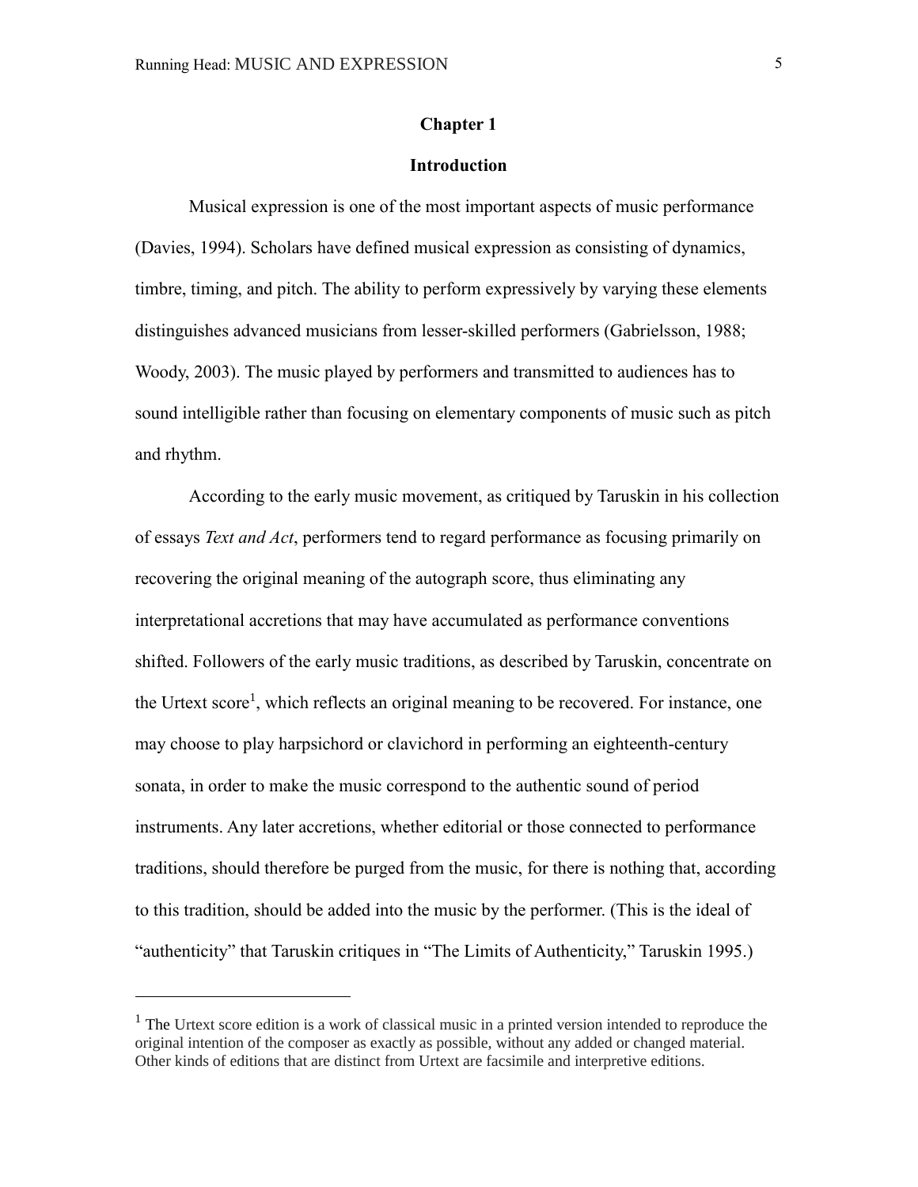# Chapter 1

## Introduction

Musical expression is one of the most important aspects of music performance (Davies, 1994). Scholars have defined musical expression as consisting of dynamics, timbre, timing, and pitch. The ability to perform expressively by varying these elements distinguishes advanced musicians from lesser-skilled performers (Gabrielsson, 1988; Woody, 2003). The music played by performers and transmitted to audiences has to sound intelligible rather than focusing on elementary components of music such as pitch and rhythm.

According to the early music movement, as critiqued by Taruskin in his collection of essays *Text and Act*, performers tend to regard performance as focusing primarily on recovering the original meaning of the autograph score, thus eliminating any interpretational accretions that may have accumulated as performance conventions shifted. Followers of the early music traditions, as described by Taruskin, concentrate on the Urtext score[1], which reflects an original meaning to be recovered. For instance, one may choose to play harpsichord or clavichord in performing an eighteenth-century sonata, in order to make the music correspond to the authentic sound of period instruments. Any later accretions, whether editorial or those connected to performance traditions, should therefore be purged from the music, for there is nothing that, according to this tradition, should be added into the music by the performer. (This is the ideal of "authenticity" that Taruskin critiques in "The Limits of Authenticity," Taruskin 1995.)

---

[1] The Urtext score edition is a work of classical music in a printed version intended to reproduce the original intention of the composer as exactly as possible, without any added or changed material. Other kinds of editions that are distinct from Urtext are facsimile and interpretive editions.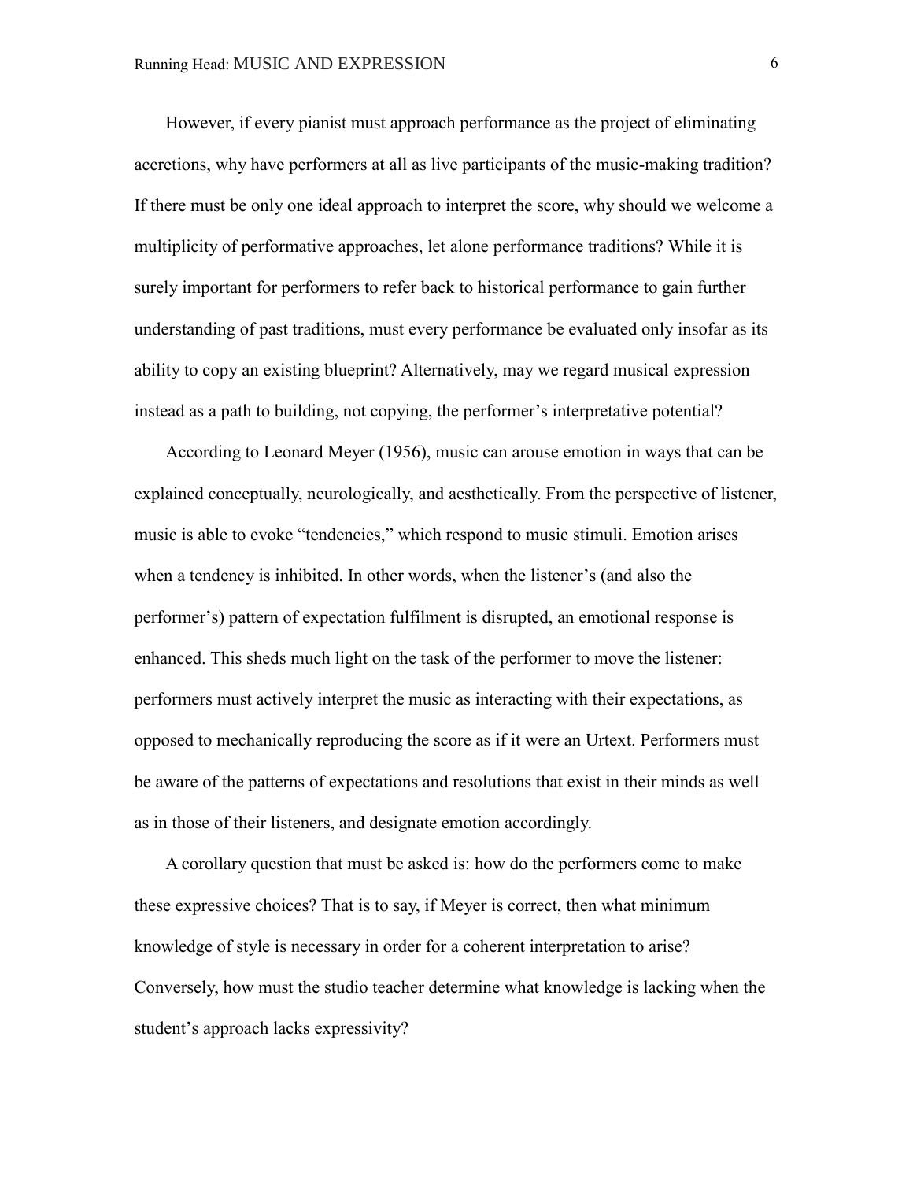However, if every pianist must approach performance as the project of eliminating accretions, why have performers at all as live participants of the music-making tradition? If there must be only one ideal approach to interpret the score, why should we welcome a multiplicity of performative approaches, let alone performance traditions? While it is surely important for performers to refer back to historical performance to gain further understanding of past traditions, must every performance be evaluated only insofar as its ability to copy an existing blueprint? Alternatively, may we regard musical expression instead as a path to building, not copying, the performer's interpretative potential?

According to Leonard Meyer (1956), music can arouse emotion in ways that can be explained conceptually, neurologically, and aesthetically. From the perspective of listener, music is able to evoke "tendencies," which respond to music stimuli. Emotion arises when a tendency is inhibited. In other words, when the listener's (and also the performer's) pattern of expectation fulfilment is disrupted, an emotional response is enhanced. This sheds much light on the task of the performer to move the listener: performers must actively interpret the music as interacting with their expectations, as opposed to mechanically reproducing the score as if it were an Urtext. Performers must be aware of the patterns of expectations and resolutions that exist in their minds as well as in those of their listeners, and designate emotion accordingly.

A corollary question that must be asked is: how do the performers come to make these expressive choices? That is to say, if Meyer is correct, then what minimum knowledge of style is necessary in order for a coherent interpretation to arise? Conversely, how must the studio teacher determine what knowledge is lacking when the student's approach lacks expressivity?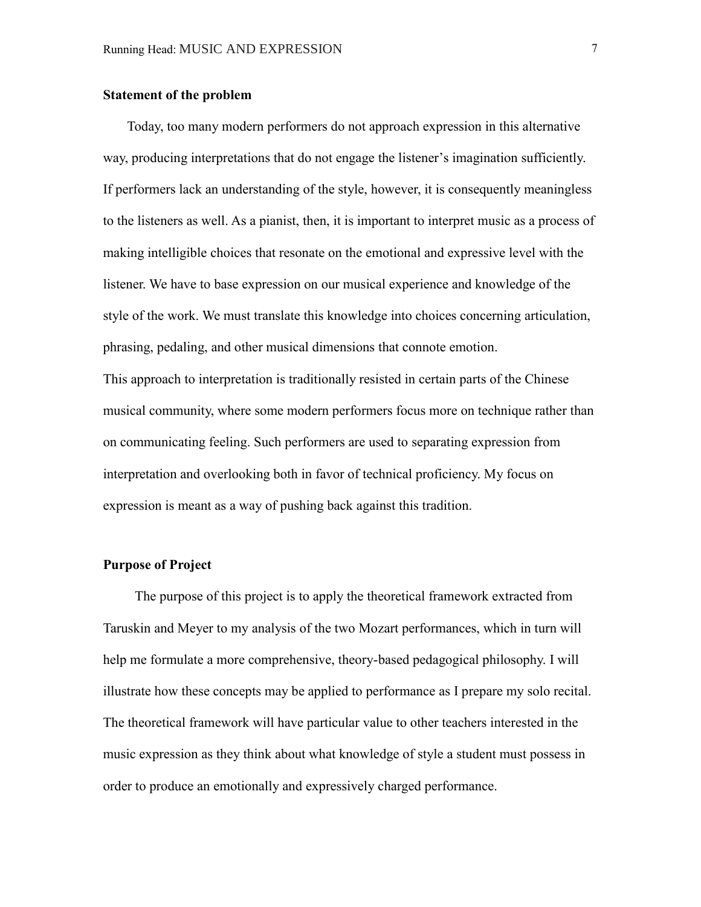**Statement of the problem**

Today, too many modern performers do not approach expression in this alternative way, producing interpretations that do not engage the listener's imagination sufficiently. If performers lack an understanding of the style, however, it is consequently meaningless to the listeners as well. As a pianist, then, it is important to interpret music as a process of making intelligible choices that resonate on the emotional and expressive level with the listener. We have to base expression on our musical experience and knowledge of the style of the work. We must translate this knowledge into choices concerning articulation, phrasing, pedaling, and other musical dimensions that connote emotion.

This approach to interpretation is traditionally resisted in certain parts of the Chinese musical community, where some modern performers focus more on technique rather than on communicating feeling. Such performers are used to separating expression from interpretation and overlooking both in favor of technical proficiency. My focus on expression is meant as a way of pushing back against this tradition.

**Purpose of Project**

The purpose of this project is to apply the theoretical framework extracted from Taruskin and Meyer to my analysis of the two Mozart performances, which in turn will help me formulate a more comprehensive, theory-based pedagogical philosophy. I will illustrate how these concepts may be applied to performance as I prepare my solo recital. The theoretical framework will have particular value to other teachers interested in the music expression as they think about what knowledge of style a student must possess in order to produce an emotionally and expressively charged performance.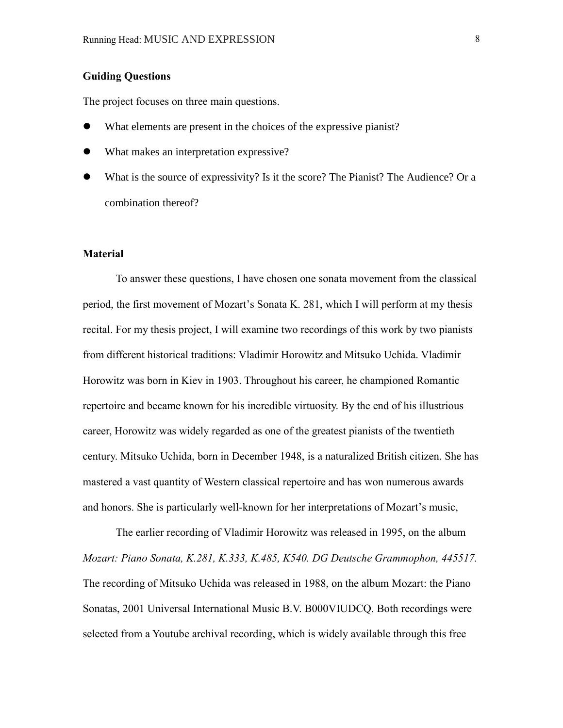**Guiding Questions**

The project focuses on three main questions.

- What elements are present in the choices of the expressive pianist?
- What makes an interpretation expressive?
- What is the source of expressivity? Is it the score? The Pianist? The Audience? Or a combination thereof?

**Material**

To answer these questions, I have chosen one sonata movement from the classical period, the first movement of Mozart's Sonata K. 281, which I will perform at my thesis recital. For my thesis project, I will examine two recordings of this work by two pianists from different historical traditions: Vladimir Horowitz and Mitsuko Uchida. Vladimir Horowitz was born in Kiev in 1903. Throughout his career, he championed Romantic repertoire and became known for his incredible virtuosity. By the end of his illustrious career, Horowitz was widely regarded as one of the greatest pianists of the twentieth century. Mitsuko Uchida, born in December 1948, is a naturalized British citizen. She has mastered a vast quantity of Western classical repertoire and has won numerous awards and honors. She is particularly well-known for her interpretations of Mozart's music,

The earlier recording of Vladimir Horowitz was released in 1995, on the album *Mozart: Piano Sonata, K.281, K.333, K.485, K540. DG Deutsche Grammophon, 445517.* The recording of Mitsuko Uchida was released in 1988, on the album Mozart: the Piano Sonatas, 2001 Universal International Music B.V. B000VIUDCQ. Both recordings were selected from a Youtube archival recording, which is widely available through this free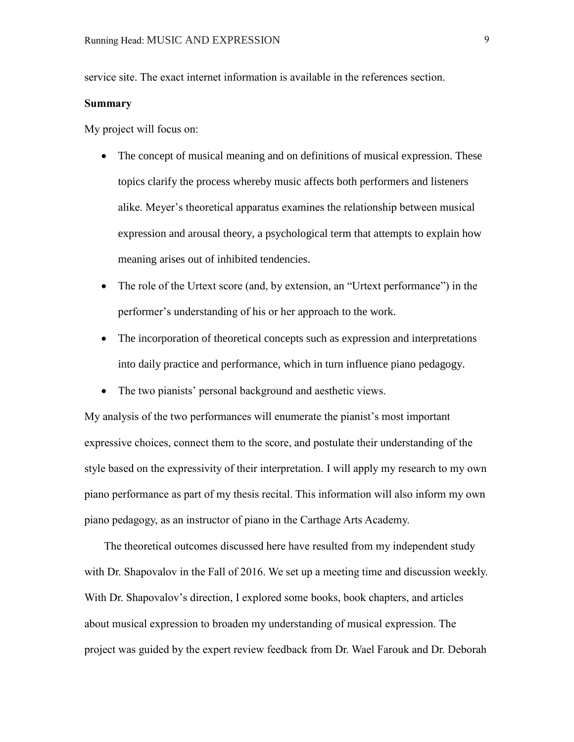service site. The exact internet information is available in the references section.

**Summary**

My project will focus on:

- The concept of musical meaning and on definitions of musical expression. These topics clarify the process whereby music affects both performers and listeners alike. Meyer's theoretical apparatus examines the relationship between musical expression and arousal theory, a psychological term that attempts to explain how meaning arises out of inhibited tendencies.
- The role of the Urtext score (and, by extension, an "Urtext performance") in the performer's understanding of his or her approach to the work.
- The incorporation of theoretical concepts such as expression and interpretations into daily practice and performance, which in turn influence piano pedagogy.
- The two pianists' personal background and aesthetic views.

My analysis of the two performances will enumerate the pianist's most important expressive choices, connect them to the score, and postulate their understanding of the style based on the expressivity of their interpretation. I will apply my research to my own piano performance as part of my thesis recital. This information will also inform my own piano pedagogy, as an instructor of piano in the Carthage Arts Academy.

The theoretical outcomes discussed here have resulted from my independent study with Dr. Shapovalov in the Fall of 2016. We set up a meeting time and discussion weekly. With Dr. Shapovalov's direction, I explored some books, book chapters, and articles about musical expression to broaden my understanding of musical expression. The project was guided by the expert review feedback from Dr. Wael Farouk and Dr. Deborah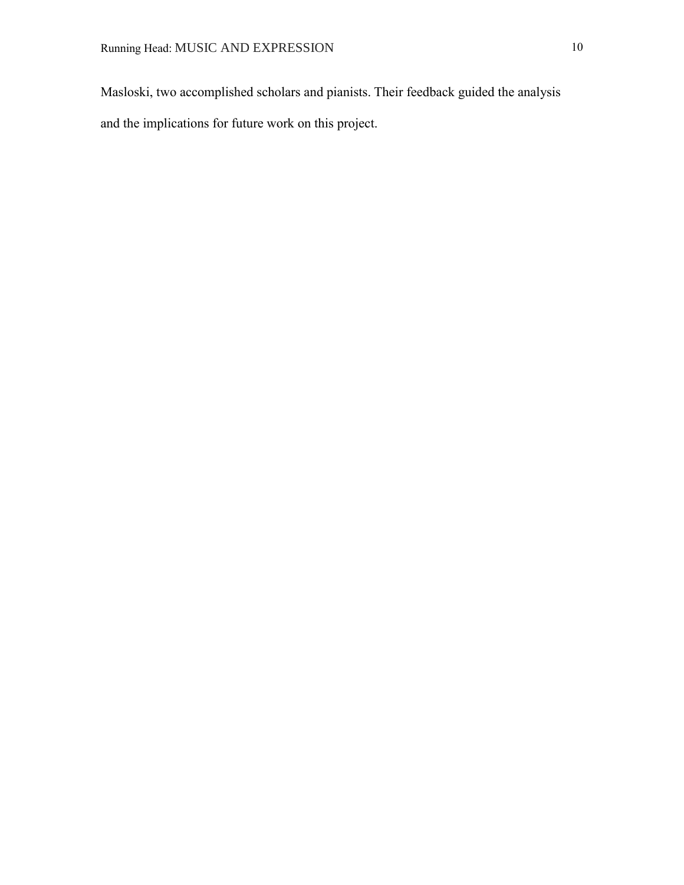Masloski, two accomplished scholars and pianists. Their feedback guided the analysis and the implications for future work on this project.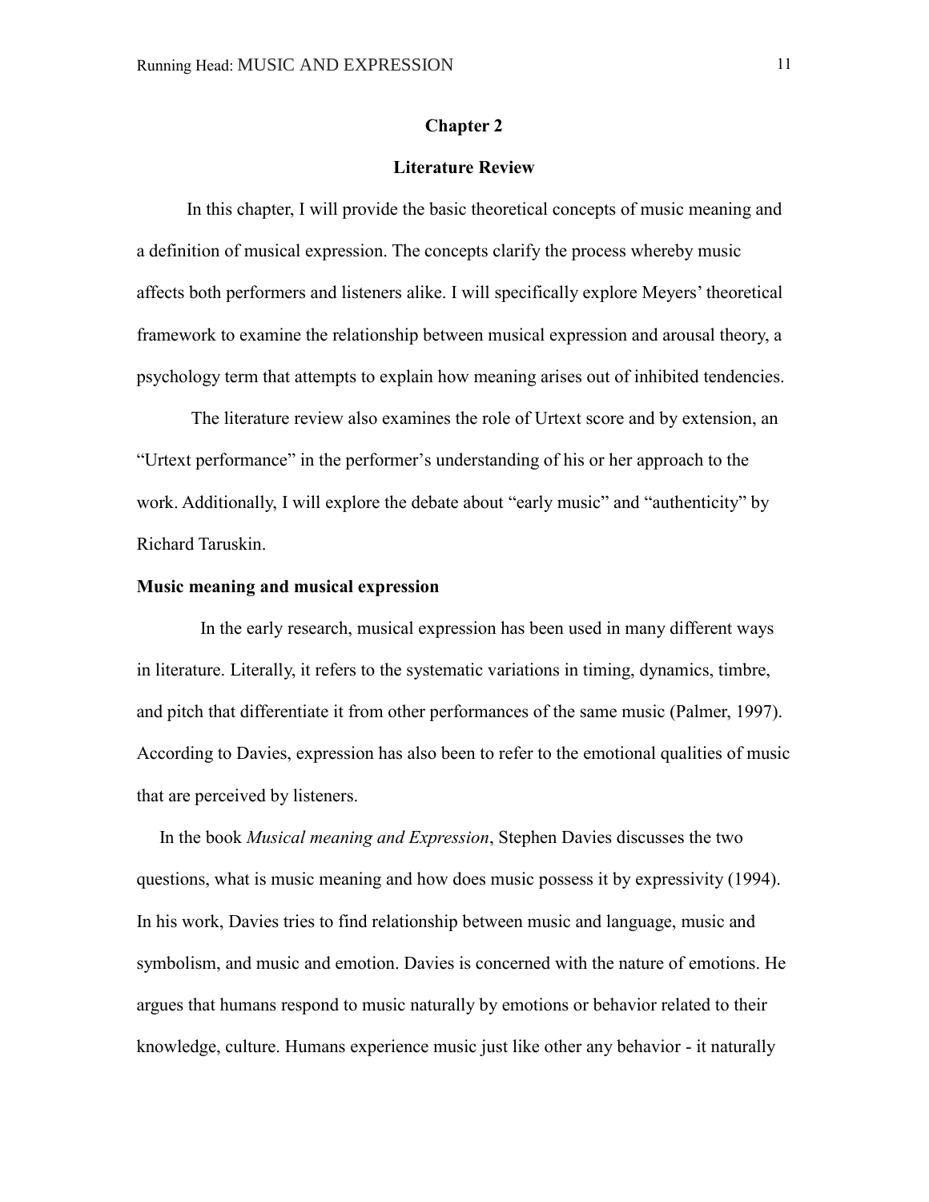# Chapter 2

## Literature Review

In this chapter, I will provide the basic theoretical concepts of music meaning and a definition of musical expression. The concepts clarify the process whereby music affects both performers and listeners alike. I will specifically explore Meyers' theoretical framework to examine the relationship between musical expression and arousal theory, a psychology term that attempts to explain how meaning arises out of inhibited tendencies.

The literature review also examines the role of Urtext score and by extension, an "Urtext performance" in the performer's understanding of his or her approach to the work. Additionally, I will explore the debate about "early music" and "authenticity" by Richard Taruskin.

### Music meaning and musical expression

In the early research, musical expression has been used in many different ways in literature. Literally, it refers to the systematic variations in timing, dynamics, timbre, and pitch that differentiate it from other performances of the same music (Palmer, 1997). According to Davies, expression has also been to refer to the emotional qualities of music that are perceived by listeners.

In the book *Musical meaning and Expression*, Stephen Davies discusses the two questions, what is music meaning and how does music possess it by expressivity (1994). In his work, Davies tries to find relationship between music and language, music and symbolism, and music and emotion. Davies is concerned with the nature of emotions. He argues that humans respond to music naturally by emotions or behavior related to their knowledge, culture. Humans experience music just like other any behavior - it naturally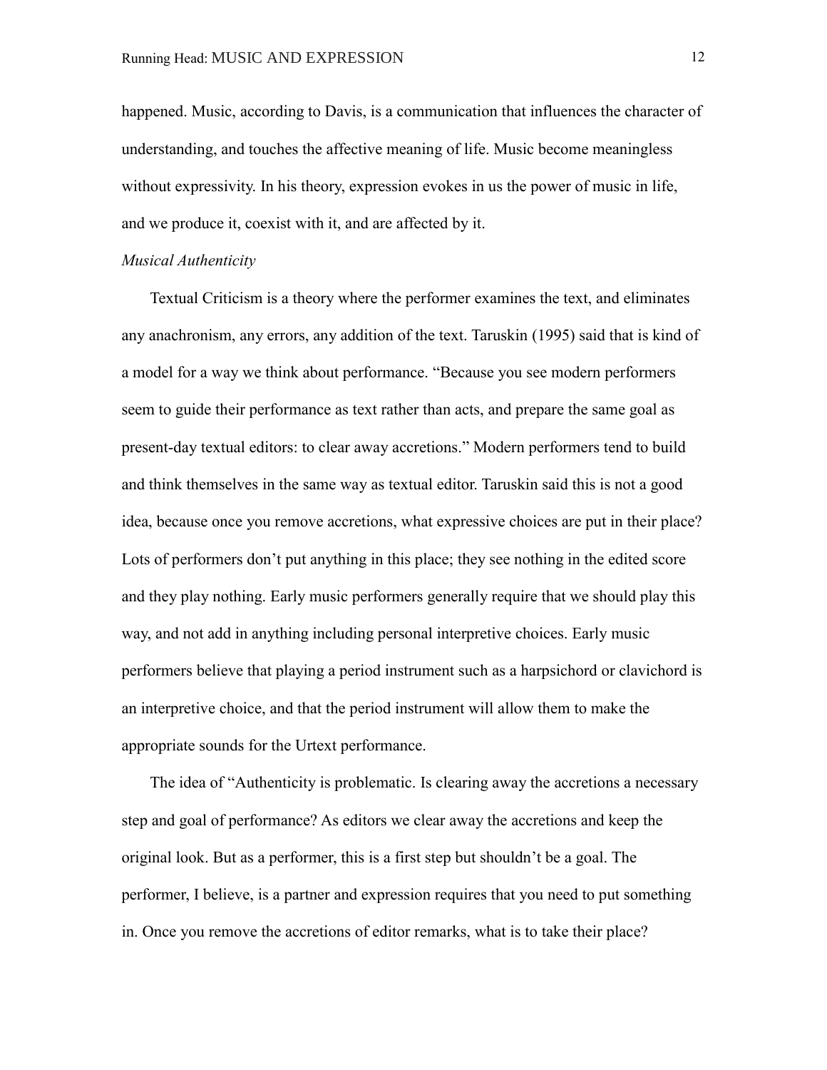happened. Music, according to Davis, is a communication that influences the character of understanding, and touches the affective meaning of life. Music become meaningless without expressivity. In his theory, expression evokes in us the power of music in life, and we produce it, coexist with it, and are affected by it.

*Musical Authenticity*

Textual Criticism is a theory where the performer examines the text, and eliminates any anachronism, any errors, any addition of the text. Taruskin (1995) said that is kind of a model for a way we think about performance. "Because you see modern performers seem to guide their performance as text rather than acts, and prepare the same goal as present-day textual editors: to clear away accretions." Modern performers tend to build and think themselves in the same way as textual editor. Taruskin said this is not a good idea, because once you remove accretions, what expressive choices are put in their place? Lots of performers don't put anything in this place; they see nothing in the edited score and they play nothing. Early music performers generally require that we should play this way, and not add in anything including personal interpretive choices. Early music performers believe that playing a period instrument such as a harpsichord or clavichord is an interpretive choice, and that the period instrument will allow them to make the appropriate sounds for the Urtext performance.

The idea of "Authenticity is problematic. Is clearing away the accretions a necessary step and goal of performance? As editors we clear away the accretions and keep the original look. But as a performer, this is a first step but shouldn't be a goal. The performer, I believe, is a partner and expression requires that you need to put something in. Once you remove the accretions of editor remarks, what is to take their place?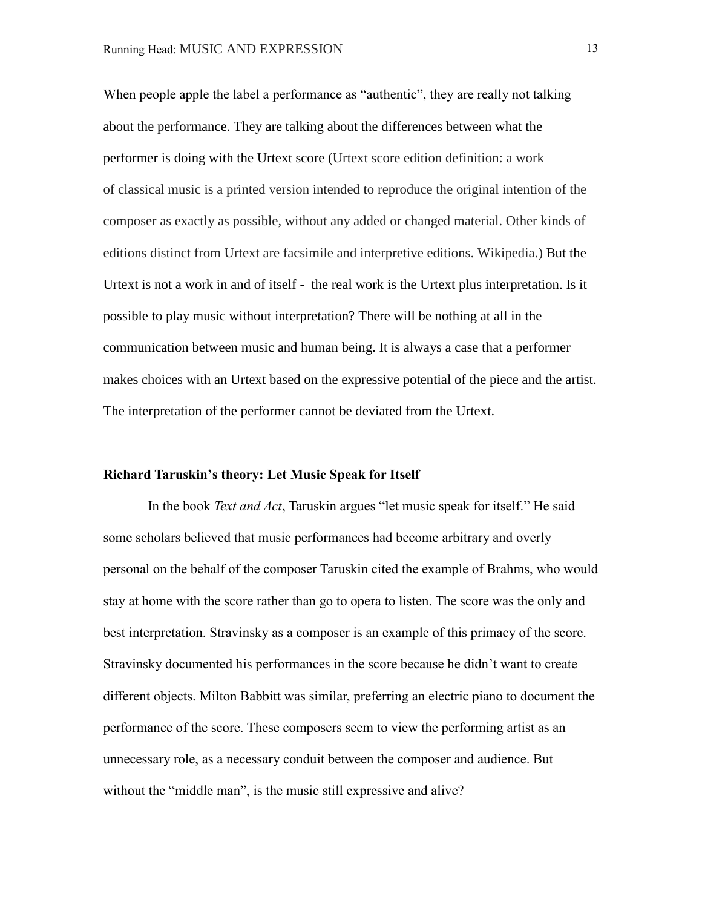When people apple the label a performance as "authentic", they are really not talking about the performance. They are talking about the differences between what the performer is doing with the Urtext score (Urtext score edition definition: a work of classical music is a printed version intended to reproduce the original intention of the composer as exactly as possible, without any added or changed material. Other kinds of editions distinct from Urtext are facsimile and interpretive editions. Wikipedia.) But the Urtext is not a work in and of itself - the real work is the Urtext plus interpretation. Is it possible to play music without interpretation? There will be nothing at all in the communication between music and human being. It is always a case that a performer makes choices with an Urtext based on the expressive potential of the piece and the artist. The interpretation of the performer cannot be deviated from the Urtext.

**Richard Taruskin's theory: Let Music Speak for Itself**

In the book *Text and Act*, Taruskin argues "let music speak for itself." He said some scholars believed that music performances had become arbitrary and overly personal on the behalf of the composer Taruskin cited the example of Brahms, who would stay at home with the score rather than go to opera to listen. The score was the only and best interpretation. Stravinsky as a composer is an example of this primacy of the score. Stravinsky documented his performances in the score because he didn't want to create different objects. Milton Babbitt was similar, preferring an electric piano to document the performance of the score. These composers seem to view the performing artist as an unnecessary role, as a necessary conduit between the composer and audience. But without the "middle man", is the music still expressive and alive?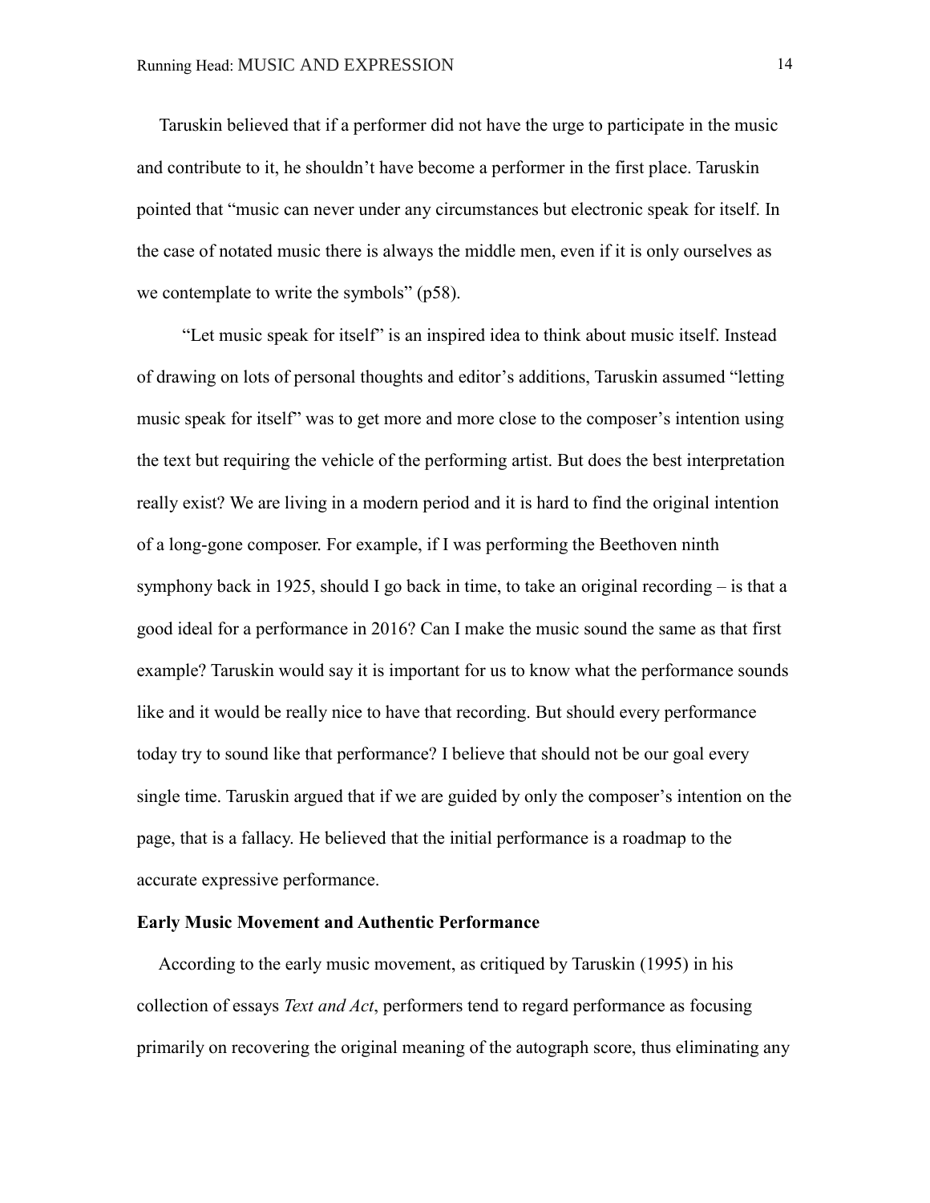Taruskin believed that if a performer did not have the urge to participate in the music and contribute to it, he shouldn't have become a performer in the first place. Taruskin pointed that "music can never under any circumstances but electronic speak for itself. In the case of notated music there is always the middle men, even if it is only ourselves as we contemplate to write the symbols" (p58).

"Let music speak for itself" is an inspired idea to think about music itself. Instead of drawing on lots of personal thoughts and editor's additions, Taruskin assumed "letting music speak for itself" was to get more and more close to the composer's intention using the text but requiring the vehicle of the performing artist. But does the best interpretation really exist? We are living in a modern period and it is hard to find the original intention of a long-gone composer. For example, if I was performing the Beethoven ninth symphony back in 1925, should I go back in time, to take an original recording – is that a good ideal for a performance in 2016? Can I make the music sound the same as that first example? Taruskin would say it is important for us to know what the performance sounds like and it would be really nice to have that recording. But should every performance today try to sound like that performance? I believe that should not be our goal every single time. Taruskin argued that if we are guided by only the composer's intention on the page, that is a fallacy. He believed that the initial performance is a roadmap to the accurate expressive performance.

**Early Music Movement and Authentic Performance**

According to the early music movement, as critiqued by Taruskin (1995) in his collection of essays *Text and Act*, performers tend to regard performance as focusing primarily on recovering the original meaning of the autograph score, thus eliminating any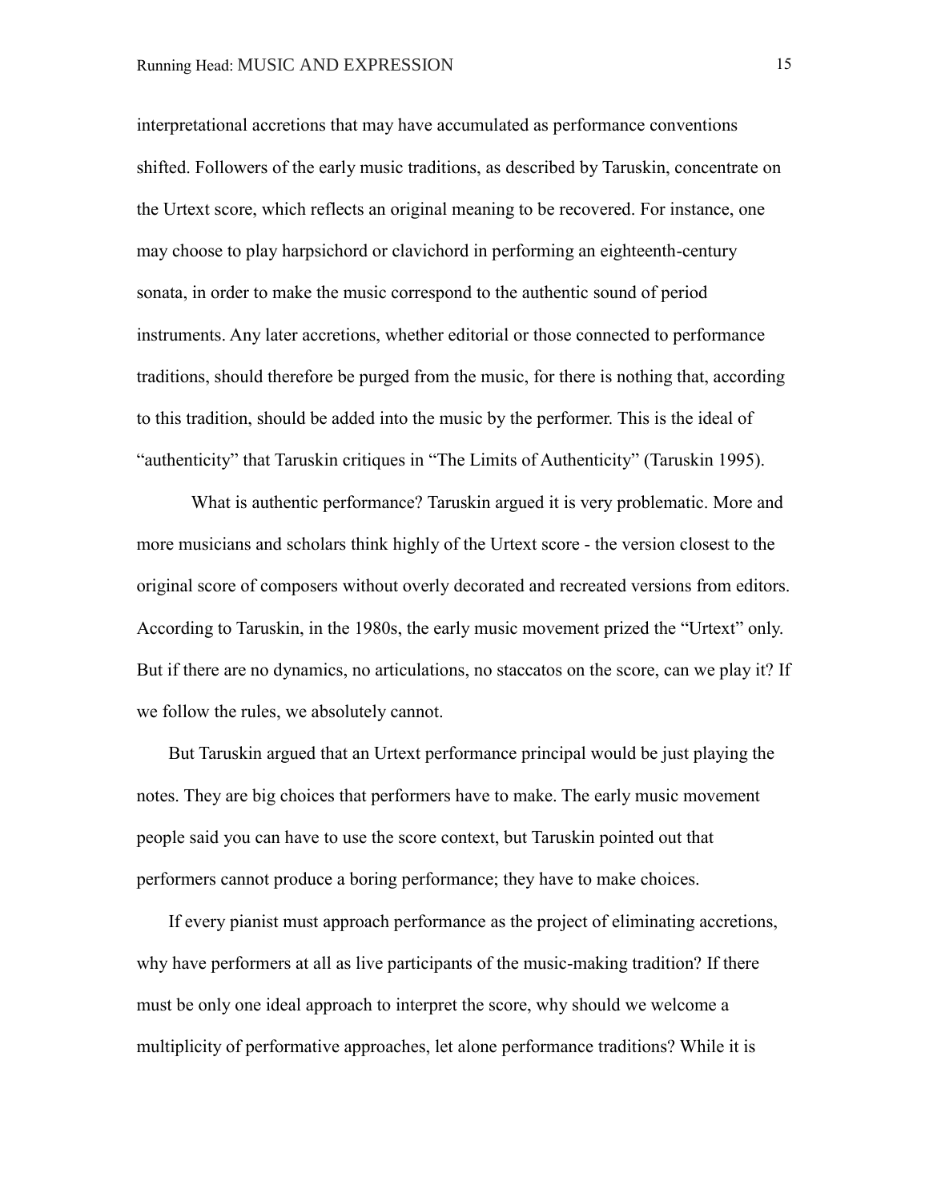interpretational accretions that may have accumulated as performance conventions shifted. Followers of the early music traditions, as described by Taruskin, concentrate on the Urtext score, which reflects an original meaning to be recovered. For instance, one may choose to play harpsichord or clavichord in performing an eighteenth-century sonata, in order to make the music correspond to the authentic sound of period instruments. Any later accretions, whether editorial or those connected to performance traditions, should therefore be purged from the music, for there is nothing that, according to this tradition, should be added into the music by the performer. This is the ideal of "authenticity" that Taruskin critiques in "The Limits of Authenticity" (Taruskin 1995).

What is authentic performance? Taruskin argued it is very problematic. More and more musicians and scholars think highly of the Urtext score - the version closest to the original score of composers without overly decorated and recreated versions from editors. According to Taruskin, in the 1980s, the early music movement prized the "Urtext" only. But if there are no dynamics, no articulations, no staccatos on the score, can we play it? If we follow the rules, we absolutely cannot.

But Taruskin argued that an Urtext performance principal would be just playing the notes. They are big choices that performers have to make. The early music movement people said you can have to use the score context, but Taruskin pointed out that performers cannot produce a boring performance; they have to make choices.

If every pianist must approach performance as the project of eliminating accretions, why have performers at all as live participants of the music-making tradition? If there must be only one ideal approach to interpret the score, why should we welcome a multiplicity of performative approaches, let alone performance traditions? While it is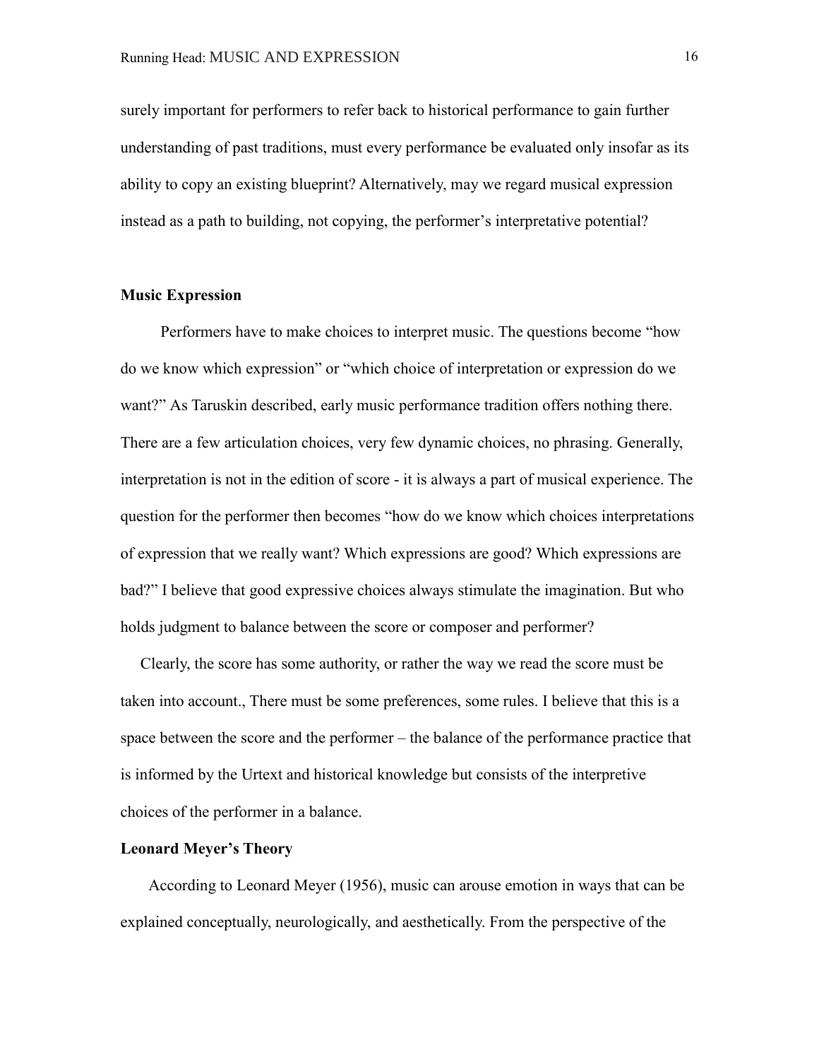surely important for performers to refer back to historical performance to gain further understanding of past traditions, must every performance be evaluated only insofar as its ability to copy an existing blueprint? Alternatively, may we regard musical expression instead as a path to building, not copying, the performer's interpretative potential?

## Music Expression

Performers have to make choices to interpret music. The questions become "how do we know which expression" or "which choice of interpretation or expression do we want?" As Taruskin described, early music performance tradition offers nothing there. There are a few articulation choices, very few dynamic choices, no phrasing. Generally, interpretation is not in the edition of score - it is always a part of musical experience. The question for the performer then becomes "how do we know which choices interpretations of expression that we really want? Which expressions are good? Which expressions are bad?" I believe that good expressive choices always stimulate the imagination. But who holds judgment to balance between the score or composer and performer?

Clearly, the score has some authority, or rather the way we read the score must be taken into account., There must be some preferences, some rules. I believe that this is a space between the score and the performer – the balance of the performance practice that is informed by the Urtext and historical knowledge but consists of the interpretive choices of the performer in a balance.

## Leonard Meyer's Theory

According to Leonard Meyer (1956), music can arouse emotion in ways that can be explained conceptually, neurologically, and aesthetically. From the perspective of the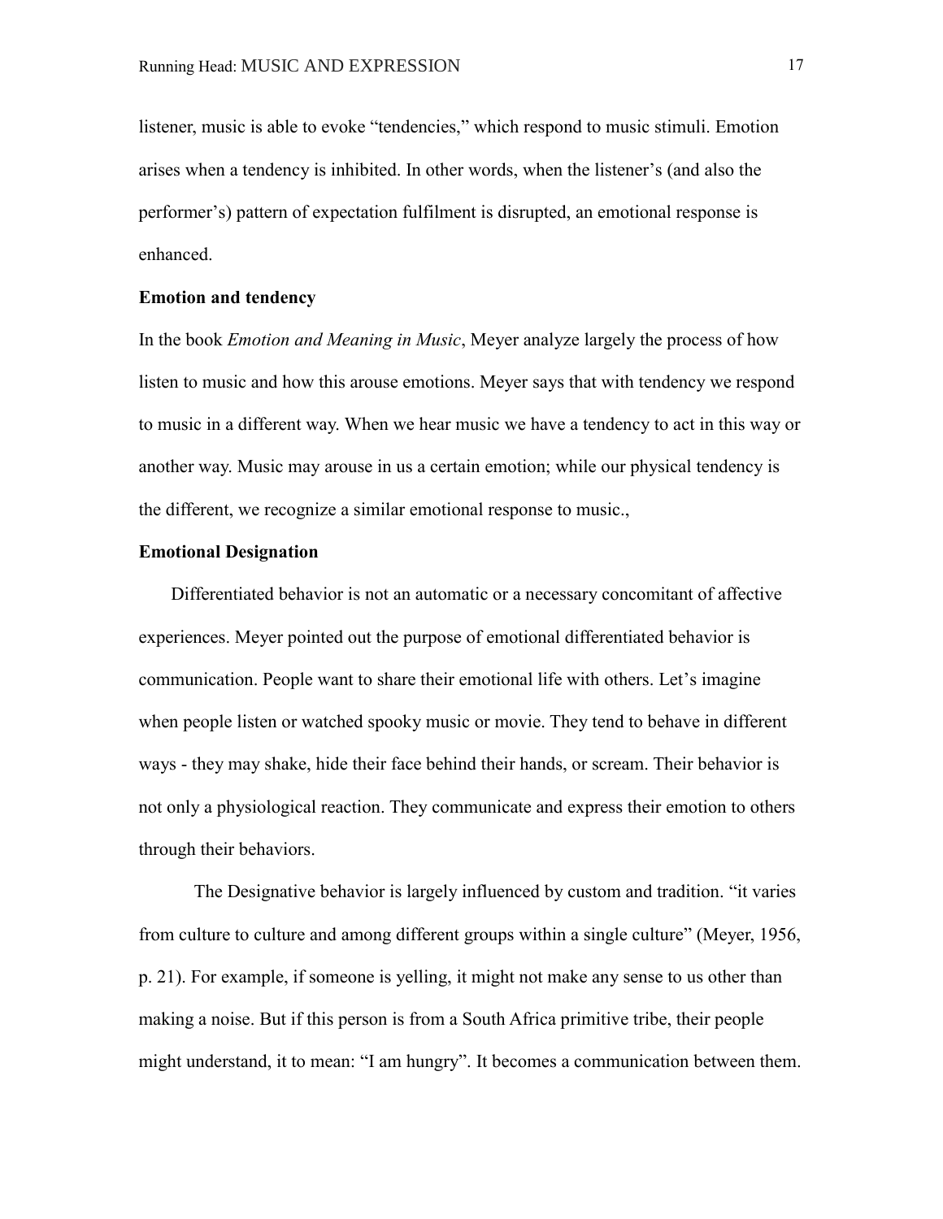listener, music is able to evoke “tendencies,” which respond to music stimuli. Emotion arises when a tendency is inhibited. In other words, when the listener’s (and also the performer’s) pattern of expectation fulfilment is disrupted, an emotional response is enhanced.

**Emotion and tendency**

In the book *Emotion and Meaning in Music*, Meyer analyze largely the process of how listen to music and how this arouse emotions. Meyer says that with tendency we respond to music in a different way. When we hear music we have a tendency to act in this way or another way. Music may arouse in us a certain emotion; while our physical tendency is the different, we recognize a similar emotional response to music.,

**Emotional Designation**

Differentiated behavior is not an automatic or a necessary concomitant of affective experiences. Meyer pointed out the purpose of emotional differentiated behavior is communication. People want to share their emotional life with others. Let’s imagine when people listen or watched spooky music or movie. They tend to behave in different ways - they may shake, hide their face behind their hands, or scream. Their behavior is not only a physiological reaction. They communicate and express their emotion to others through their behaviors.

The Designative behavior is largely influenced by custom and tradition. “it varies from culture to culture and among different groups within a single culture” (Meyer, 1956, p. 21). For example, if someone is yelling, it might not make any sense to us other than making a noise. But if this person is from a South Africa primitive tribe, their people might understand, it to mean: “I am hungry”. It becomes a communication between them.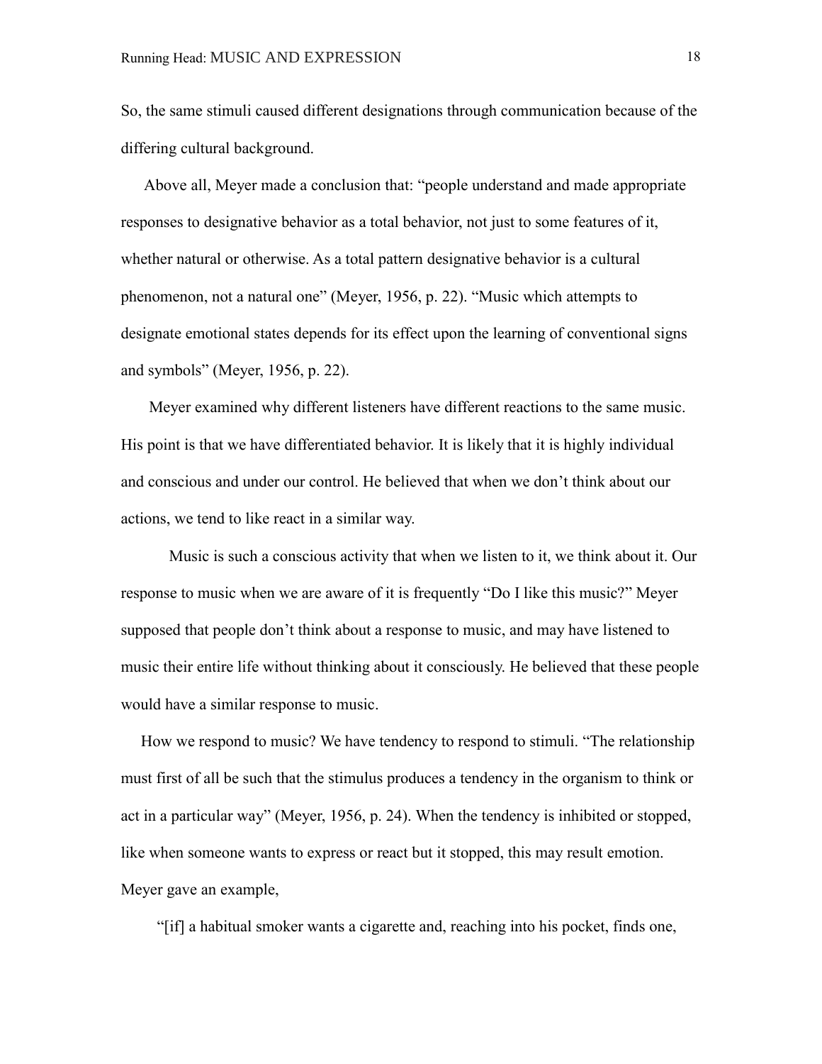So, the same stimuli caused different designations through communication because of the differing cultural background.

Above all, Meyer made a conclusion that: "people understand and made appropriate responses to designative behavior as a total behavior, not just to some features of it, whether natural or otherwise. As a total pattern designative behavior is a cultural phenomenon, not a natural one" (Meyer, 1956, p. 22). "Music which attempts to designate emotional states depends for its effect upon the learning of conventional signs and symbols" (Meyer, 1956, p. 22).

Meyer examined why different listeners have different reactions to the same music. His point is that we have differentiated behavior. It is likely that it is highly individual and conscious and under our control. He believed that when we don't think about our actions, we tend to like react in a similar way.

Music is such a conscious activity that when we listen to it, we think about it. Our response to music when we are aware of it is frequently "Do I like this music?" Meyer supposed that people don't think about a response to music, and may have listened to music their entire life without thinking about it consciously. He believed that these people would have a similar response to music.

How we respond to music? We have tendency to respond to stimuli. "The relationship must first of all be such that the stimulus produces a tendency in the organism to think or act in a particular way" (Meyer, 1956, p. 24). When the tendency is inhibited or stopped, like when someone wants to express or react but it stopped, this may result emotion. Meyer gave an example,

"[if] a habitual smoker wants a cigarette and, reaching into his pocket, finds one,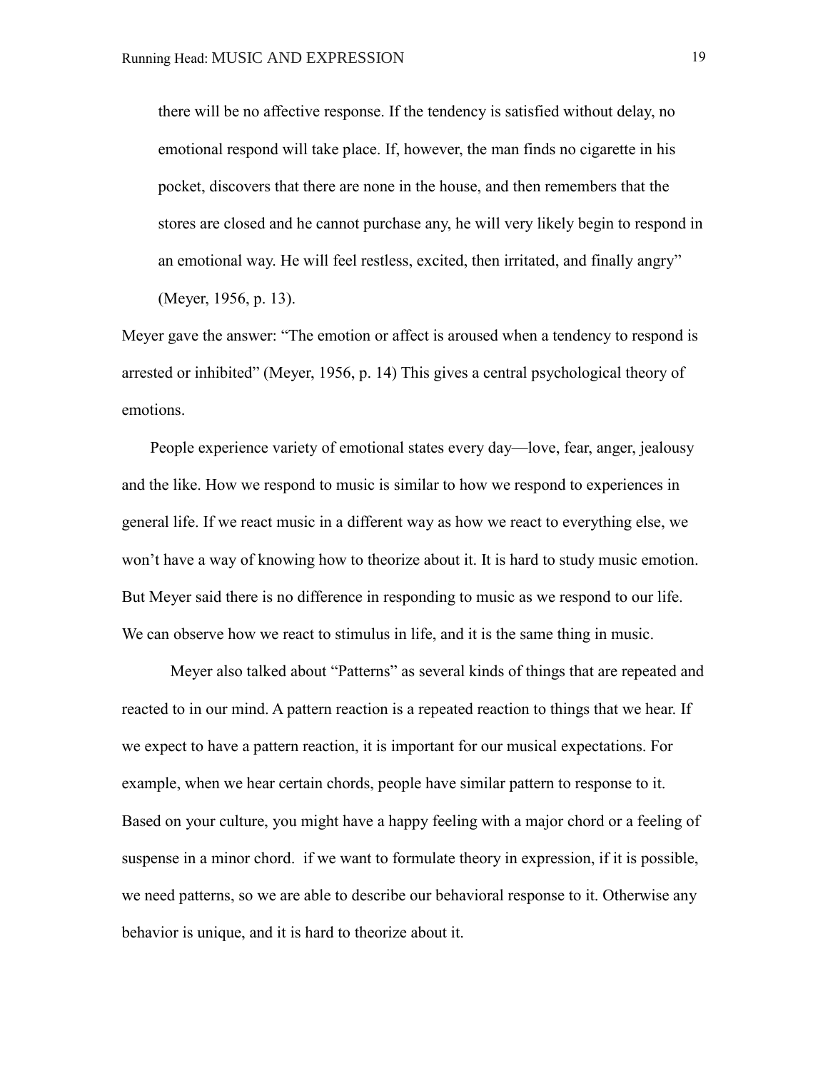> there will be no affective response. If the tendency is satisfied without delay, no emotional respond will take place. If, however, the man finds no cigarette in his pocket, discovers that there are none in the house, and then remembers that the stores are closed and he cannot purchase any, he will very likely begin to respond in an emotional way. He will feel restless, excited, then irritated, and finally angry" (Meyer, 1956, p. 13).

Meyer gave the answer: "The emotion or affect is aroused when a tendency to respond is arrested or inhibited" (Meyer, 1956, p. 14) This gives a central psychological theory of emotions.

People experience variety of emotional states every day—love, fear, anger, jealousy and the like. How we respond to music is similar to how we respond to experiences in general life. If we react music in a different way as how we react to everything else, we won't have a way of knowing how to theorize about it. It is hard to study music emotion. But Meyer said there is no difference in responding to music as we respond to our life. We can observe how we react to stimulus in life, and it is the same thing in music.

Meyer also talked about "Patterns" as several kinds of things that are repeated and reacted to in our mind. A pattern reaction is a repeated reaction to things that we hear. If we expect to have a pattern reaction, it is important for our musical expectations. For example, when we hear certain chords, people have similar pattern to response to it. Based on your culture, you might have a happy feeling with a major chord or a feeling of suspense in a minor chord. if we want to formulate theory in expression, if it is possible, we need patterns, so we are able to describe our behavioral response to it. Otherwise any behavior is unique, and it is hard to theorize about it.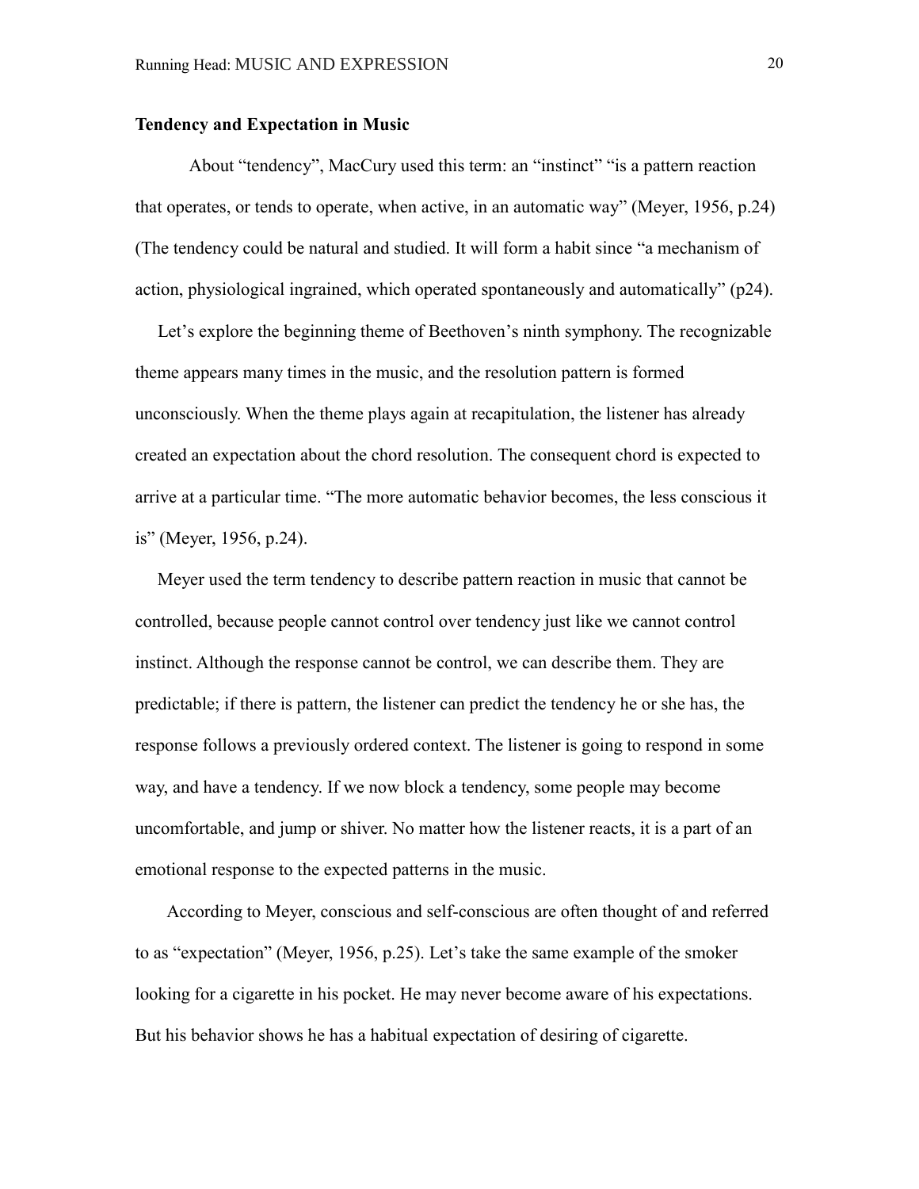**Tendency and Expectation in Music**

About "tendency", MacCury used this term: an "instinct" "is a pattern reaction that operates, or tends to operate, when active, in an automatic way" (Meyer, 1956, p.24) (The tendency could be natural and studied. It will form a habit since "a mechanism of action, physiological ingrained, which operated spontaneously and automatically" (p24).

Let's explore the beginning theme of Beethoven's ninth symphony. The recognizable theme appears many times in the music, and the resolution pattern is formed unconsciously. When the theme plays again at recapitulation, the listener has already created an expectation about the chord resolution. The consequent chord is expected to arrive at a particular time. "The more automatic behavior becomes, the less conscious it is" (Meyer, 1956, p.24).

Meyer used the term tendency to describe pattern reaction in music that cannot be controlled, because people cannot control over tendency just like we cannot control instinct. Although the response cannot be control, we can describe them. They are predictable; if there is pattern, the listener can predict the tendency he or she has, the response follows a previously ordered context. The listener is going to respond in some way, and have a tendency. If we now block a tendency, some people may become uncomfortable, and jump or shiver. No matter how the listener reacts, it is a part of an emotional response to the expected patterns in the music.

According to Meyer, conscious and self-conscious are often thought of and referred to as "expectation" (Meyer, 1956, p.25). Let's take the same example of the smoker looking for a cigarette in his pocket. He may never become aware of his expectations. But his behavior shows he has a habitual expectation of desiring of cigarette.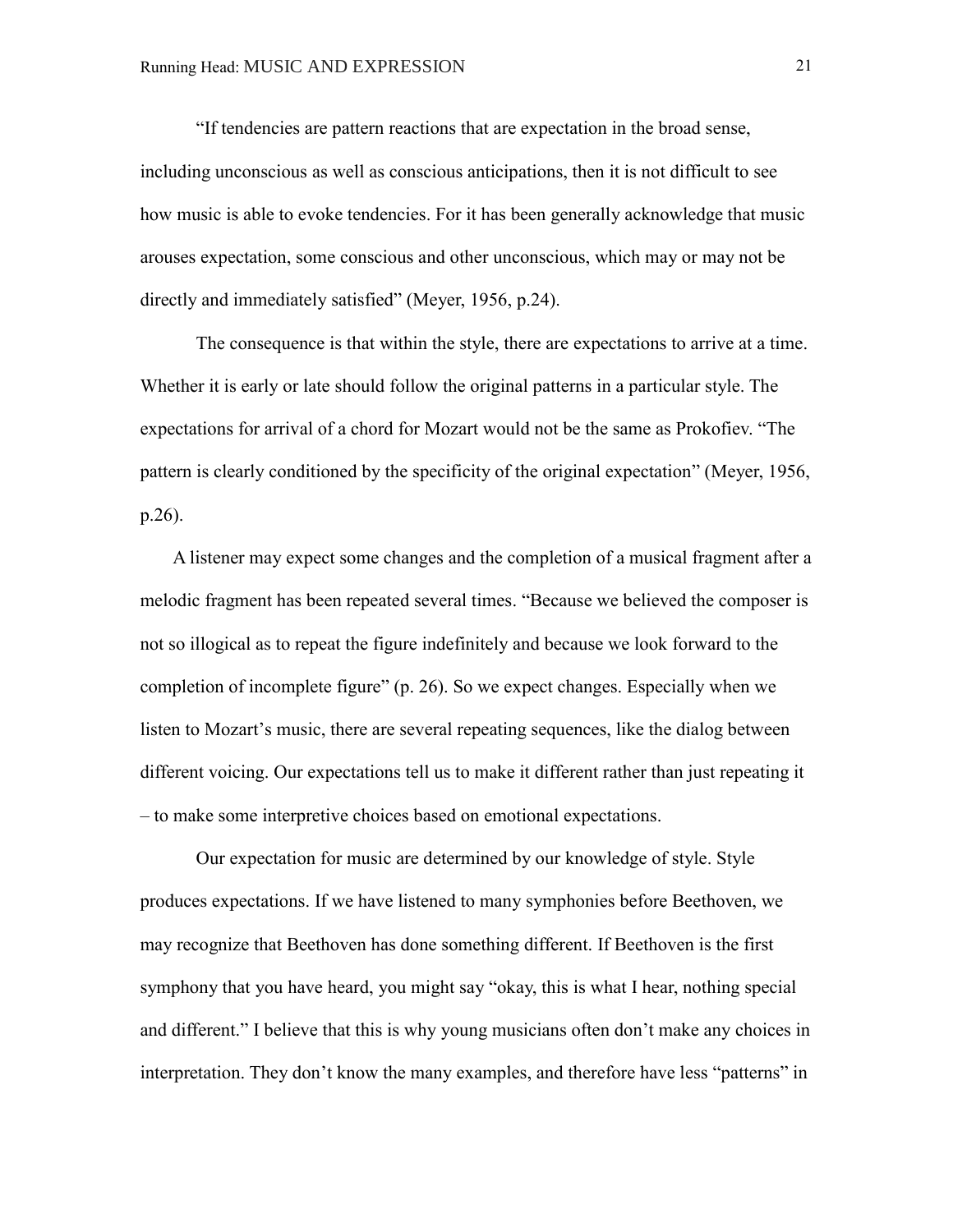"If tendencies are pattern reactions that are expectation in the broad sense, including unconscious as well as conscious anticipations, then it is not difficult to see how music is able to evoke tendencies. For it has been generally acknowledge that music arouses expectation, some conscious and other unconscious, which may or may not be directly and immediately satisfied" (Meyer, 1956, p.24).

The consequence is that within the style, there are expectations to arrive at a time. Whether it is early or late should follow the original patterns in a particular style. The expectations for arrival of a chord for Mozart would not be the same as Prokofiev. "The pattern is clearly conditioned by the specificity of the original expectation" (Meyer, 1956, p.26).

A listener may expect some changes and the completion of a musical fragment after a melodic fragment has been repeated several times. "Because we believed the composer is not so illogical as to repeat the figure indefinitely and because we look forward to the completion of incomplete figure" (p. 26). So we expect changes. Especially when we listen to Mozart's music, there are several repeating sequences, like the dialog between different voicing. Our expectations tell us to make it different rather than just repeating it – to make some interpretive choices based on emotional expectations.

Our expectation for music are determined by our knowledge of style. Style produces expectations. If we have listened to many symphonies before Beethoven, we may recognize that Beethoven has done something different. If Beethoven is the first symphony that you have heard, you might say "okay, this is what I hear, nothing special and different." I believe that this is why young musicians often don't make any choices in interpretation. They don't know the many examples, and therefore have less "patterns" in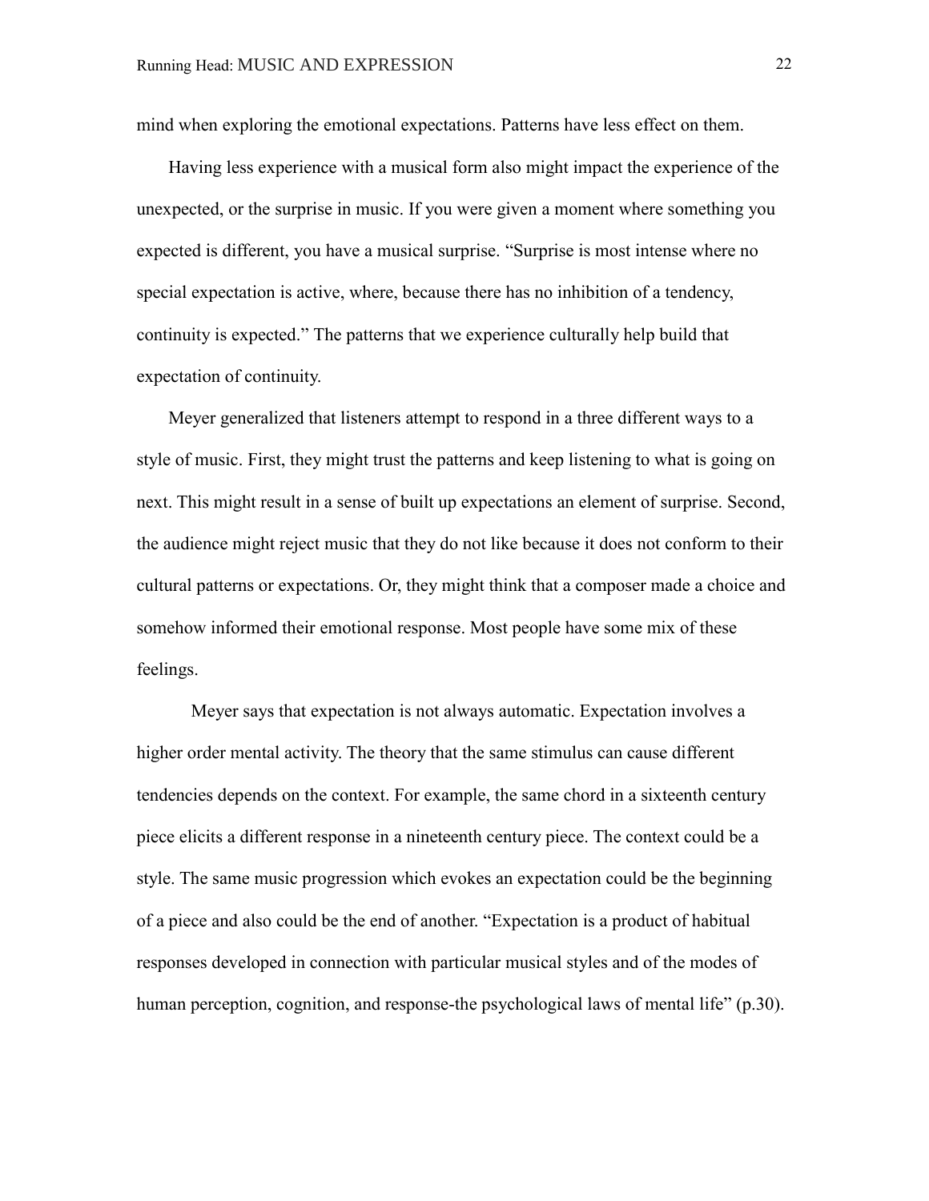mind when exploring the emotional expectations. Patterns have less effect on them.

Having less experience with a musical form also might impact the experience of the unexpected, or the surprise in music. If you were given a moment where something you expected is different, you have a musical surprise. "Surprise is most intense where no special expectation is active, where, because there has no inhibition of a tendency, continuity is expected." The patterns that we experience culturally help build that expectation of continuity.

Meyer generalized that listeners attempt to respond in a three different ways to a style of music. First, they might trust the patterns and keep listening to what is going on next. This might result in a sense of built up expectations an element of surprise. Second, the audience might reject music that they do not like because it does not conform to their cultural patterns or expectations. Or, they might think that a composer made a choice and somehow informed their emotional response. Most people have some mix of these feelings.

Meyer says that expectation is not always automatic. Expectation involves a higher order mental activity. The theory that the same stimulus can cause different tendencies depends on the context. For example, the same chord in a sixteenth century piece elicits a different response in a nineteenth century piece. The context could be a style. The same music progression which evokes an expectation could be the beginning of a piece and also could be the end of another. "Expectation is a product of habitual responses developed in connection with particular musical styles and of the modes of human perception, cognition, and response-the psychological laws of mental life" (p.30).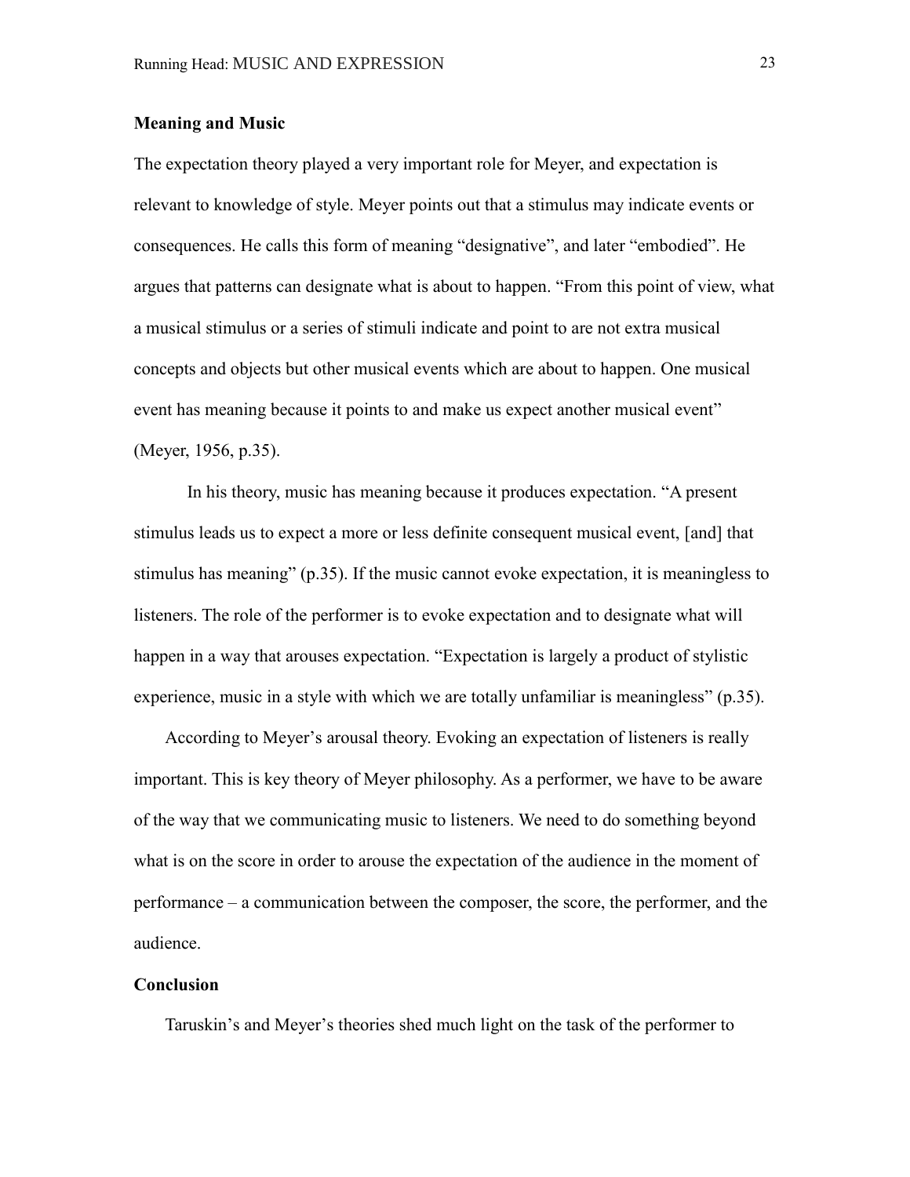**Meaning and Music**

The expectation theory played a very important role for Meyer, and expectation is relevant to knowledge of style. Meyer points out that a stimulus may indicate events or consequences. He calls this form of meaning "designative", and later "embodied". He argues that patterns can designate what is about to happen. "From this point of view, what a musical stimulus or a series of stimuli indicate and point to are not extra musical concepts and objects but other musical events which are about to happen. One musical event has meaning because it points to and make us expect another musical event" (Meyer, 1956, p.35).

In his theory, music has meaning because it produces expectation. "A present stimulus leads us to expect a more or less definite consequent musical event, [and] that stimulus has meaning" (p.35). If the music cannot evoke expectation, it is meaningless to listeners. The role of the performer is to evoke expectation and to designate what will happen in a way that arouses expectation. "Expectation is largely a product of stylistic experience, music in a style with which we are totally unfamiliar is meaningless" (p.35).

According to Meyer's arousal theory. Evoking an expectation of listeners is really important. This is key theory of Meyer philosophy. As a performer, we have to be aware of the way that we communicating music to listeners. We need to do something beyond what is on the score in order to arouse the expectation of the audience in the moment of performance – a communication between the composer, the score, the performer, and the audience.

**Conclusion**

Taruskin's and Meyer's theories shed much light on the task of the performer to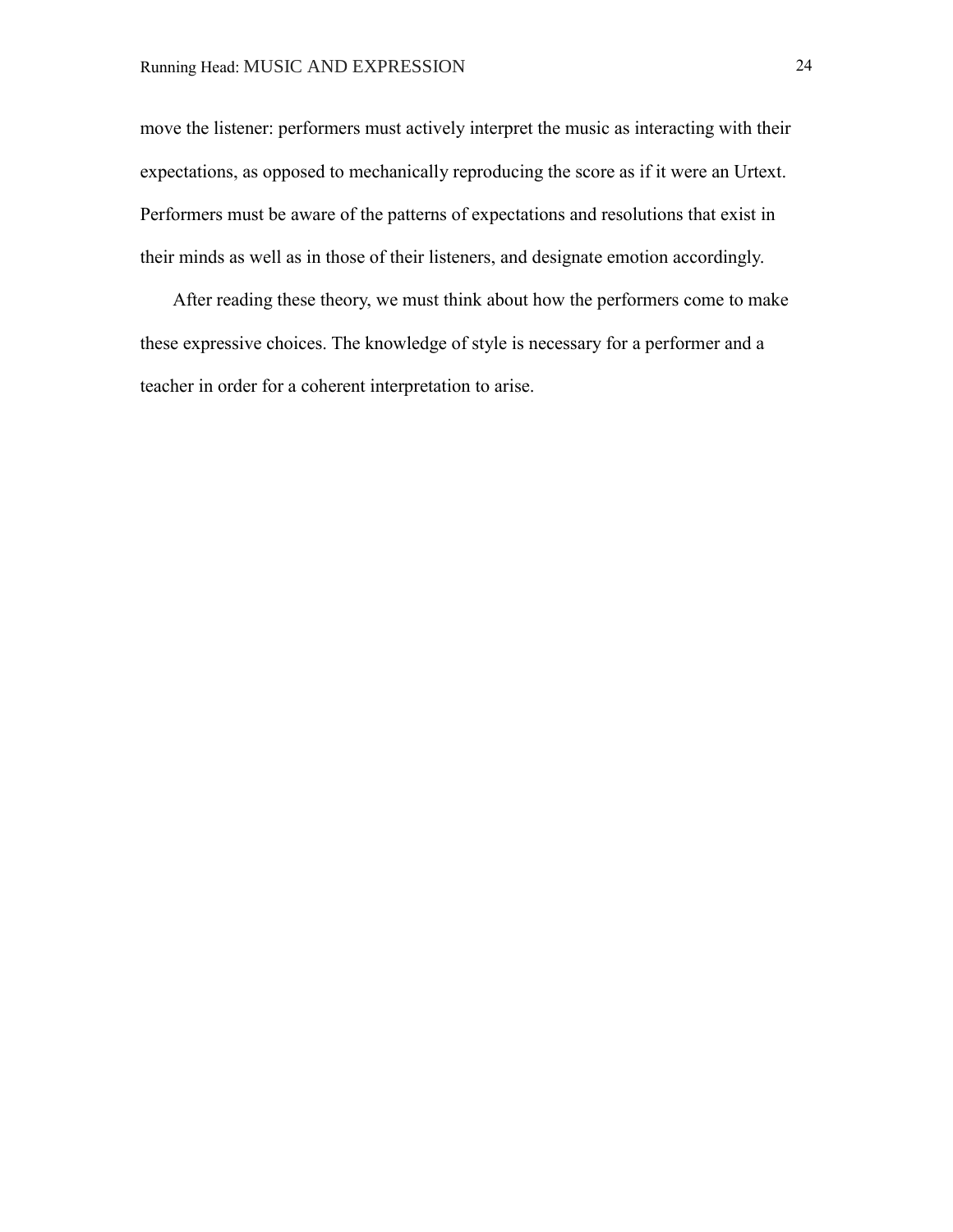move the listener: performers must actively interpret the music as interacting with their expectations, as opposed to mechanically reproducing the score as if it were an Urtext. Performers must be aware of the patterns of expectations and resolutions that exist in their minds as well as in those of their listeners, and designate emotion accordingly.

After reading these theory, we must think about how the performers come to make these expressive choices. The knowledge of style is necessary for a performer and a teacher in order for a coherent interpretation to arise.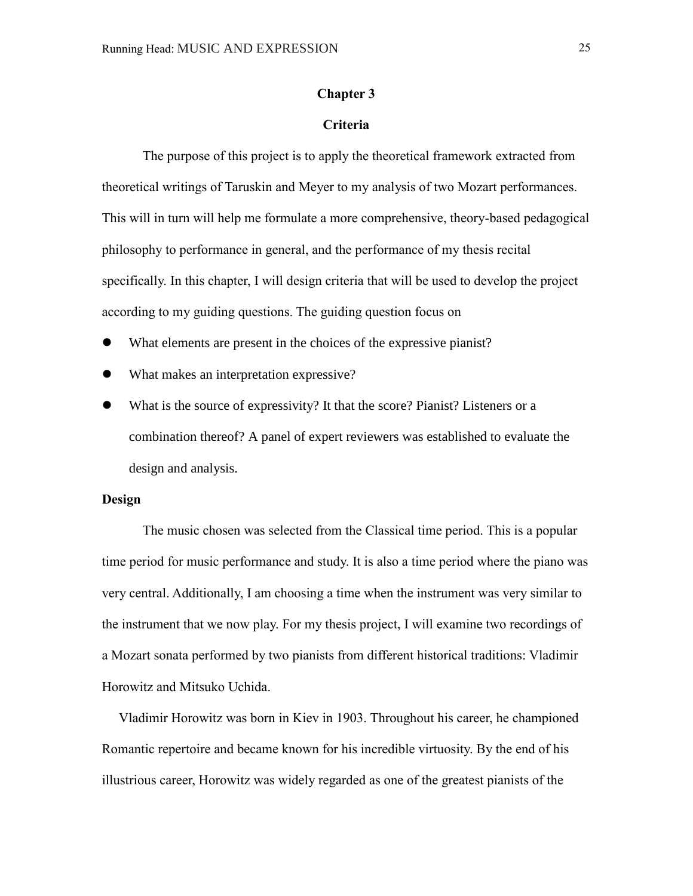# Chapter 3

## Criteria

The purpose of this project is to apply the theoretical framework extracted from theoretical writings of Taruskin and Meyer to my analysis of two Mozart performances. This will in turn will help me formulate a more comprehensive, theory-based pedagogical philosophy to performance in general, and the performance of my thesis recital specifically. In this chapter, I will design criteria that will be used to develop the project according to my guiding questions. The guiding question focus on

- What elements are present in the choices of the expressive pianist?
- What makes an interpretation expressive?
- What is the source of expressivity? It that the score? Pianist? Listeners or a combination thereof? A panel of expert reviewers was established to evaluate the design and analysis.

### Design

The music chosen was selected from the Classical time period. This is a popular time period for music performance and study. It is also a time period where the piano was very central. Additionally, I am choosing a time when the instrument was very similar to the instrument that we now play. For my thesis project, I will examine two recordings of a Mozart sonata performed by two pianists from different historical traditions: Vladimir Horowitz and Mitsuko Uchida.

Vladimir Horowitz was born in Kiev in 1903. Throughout his career, he championed Romantic repertoire and became known for his incredible virtuosity. By the end of his illustrious career, Horowitz was widely regarded as one of the greatest pianists of the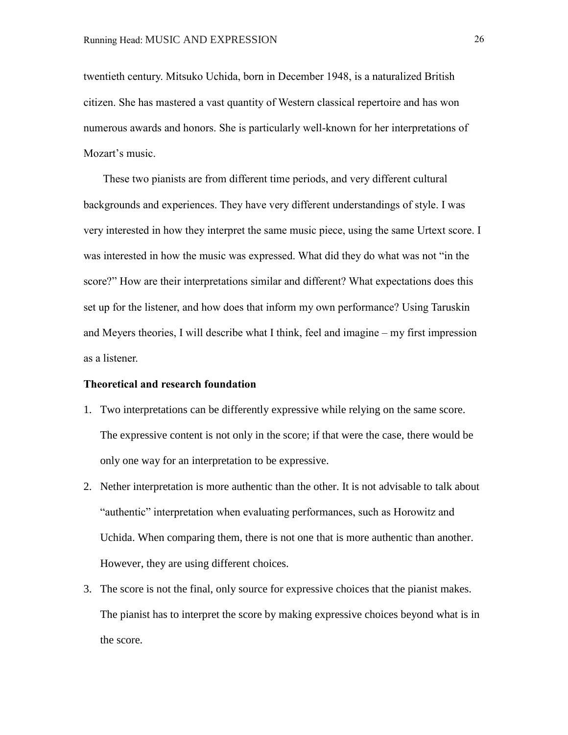twentieth century. Mitsuko Uchida, born in December 1948, is a naturalized British citizen. She has mastered a vast quantity of Western classical repertoire and has won numerous awards and honors. She is particularly well-known for her interpretations of Mozart's music.

These two pianists are from different time periods, and very different cultural backgrounds and experiences. They have very different understandings of style. I was very interested in how they interpret the same music piece, using the same Urtext score. I was interested in how the music was expressed. What did they do what was not "in the score?" How are their interpretations similar and different? What expectations does this set up for the listener, and how does that inform my own performance? Using Taruskin and Meyers theories, I will describe what I think, feel and imagine – my first impression as a listener.

**Theoretical and research foundation**

1. Two interpretations can be differently expressive while relying on the same score. The expressive content is not only in the score; if that were the case, there would be only one way for an interpretation to be expressive.
2. Nether interpretation is more authentic than the other. It is not advisable to talk about "authentic" interpretation when evaluating performances, such as Horowitz and Uchida. When comparing them, there is not one that is more authentic than another. However, they are using different choices.
3. The score is not the final, only source for expressive choices that the pianist makes. The pianist has to interpret the score by making expressive choices beyond what is in the score.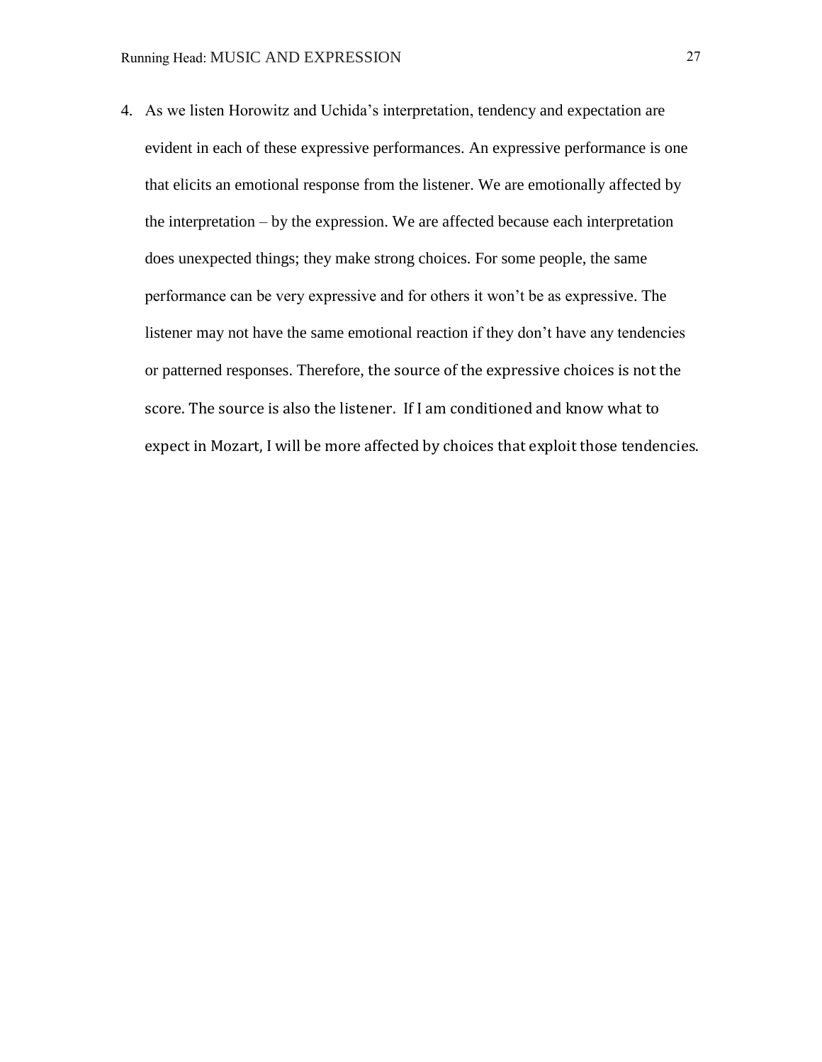4. As we listen Horowitz and Uchida's interpretation, tendency and expectation are evident in each of these expressive performances. An expressive performance is one that elicits an emotional response from the listener. We are emotionally affected by the interpretation – by the expression. We are affected because each interpretation does unexpected things; they make strong choices. For some people, the same performance can be very expressive and for others it won't be as expressive. The listener may not have the same emotional reaction if they don't have any tendencies or patterned responses. Therefore, the source of the expressive choices is not the score. The source is also the listener.  If I am conditioned and know what to expect in Mozart, I will be more affected by choices that exploit those tendencies.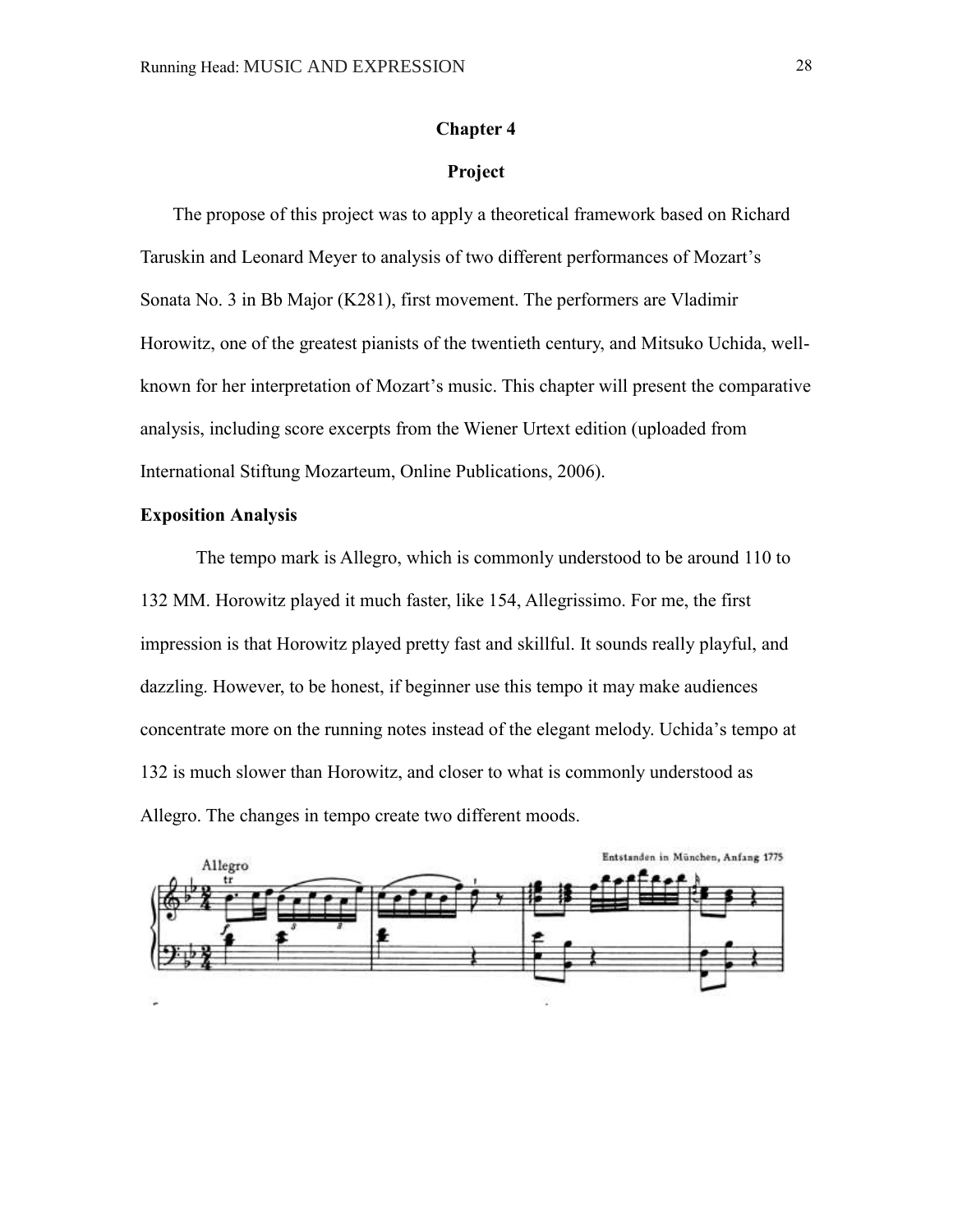## Chapter 4

## Project

The propose of this project was to apply a theoretical framework based on Richard Taruskin and Leonard Meyer to analysis of two different performances of Mozart's Sonata No. 3 in Bb Major (K281), first movement. The performers are Vladimir Horowitz, one of the greatest pianists of the twentieth century, and Mitsuko Uchida, well-known for her interpretation of Mozart's music. This chapter will present the comparative analysis, including score excerpts from the Wiener Urtext edition (uploaded from International Stiftung Mozarteum, Online Publications, 2006).

### Exposition Analysis

The tempo mark is Allegro, which is commonly understood to be around 110 to 132 MM. Horowitz played it much faster, like 154, Allegrissimo. For me, the first impression is that Horowitz played pretty fast and skillful. It sounds really playful, and dazzling. However, to be honest, if beginner use this tempo it may make audiences concentrate more on the running notes instead of the elegant melody. Uchida's tempo at 132 is much slower than Horowitz, and closer to what is commonly understood as Allegro. The changes in tempo create two different moods.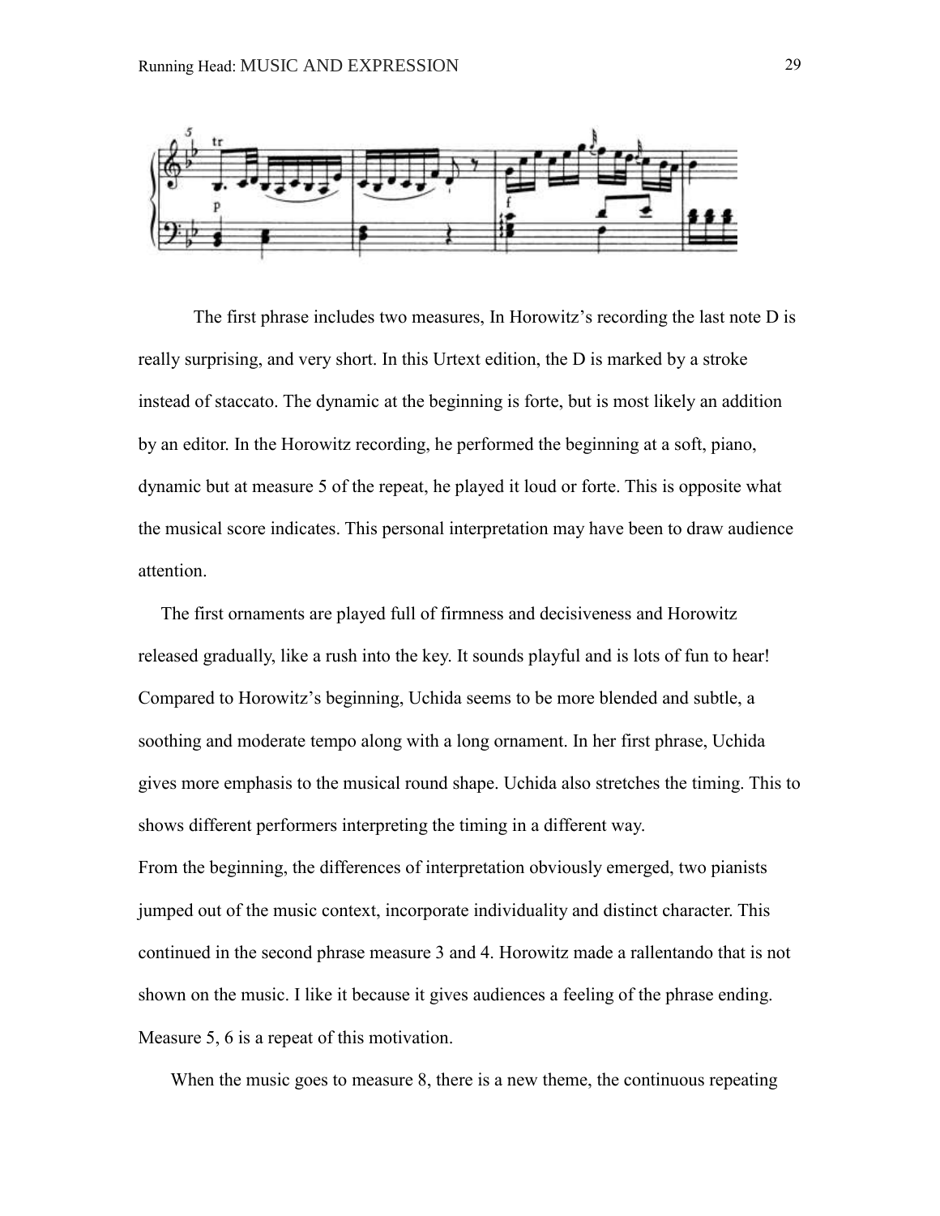The first phrase includes two measures, In Horowitz's recording the last note D is really surprising, and very short. In this Urtext edition, the D is marked by a stroke instead of staccato. The dynamic at the beginning is forte, but is most likely an addition by an editor. In the Horowitz recording, he performed the beginning at a soft, piano, dynamic but at measure 5 of the repeat, he played it loud or forte. This is opposite what the musical score indicates. This personal interpretation may have been to draw audience attention.

The first ornaments are played full of firmness and decisiveness and Horowitz released gradually, like a rush into the key. It sounds playful and is lots of fun to hear! Compared to Horowitz's beginning, Uchida seems to be more blended and subtle, a soothing and moderate tempo along with a long ornament. In her first phrase, Uchida gives more emphasis to the musical round shape. Uchida also stretches the timing. This to shows different performers interpreting the timing in a different way.

From the beginning, the differences of interpretation obviously emerged, two pianists jumped out of the music context, incorporate individuality and distinct character. This continued in the second phrase measure 3 and 4. Horowitz made a rallentando that is not shown on the music. I like it because it gives audiences a feeling of the phrase ending. Measure 5, 6 is a repeat of this motivation.

When the music goes to measure 8, there is a new theme, the continuous repeating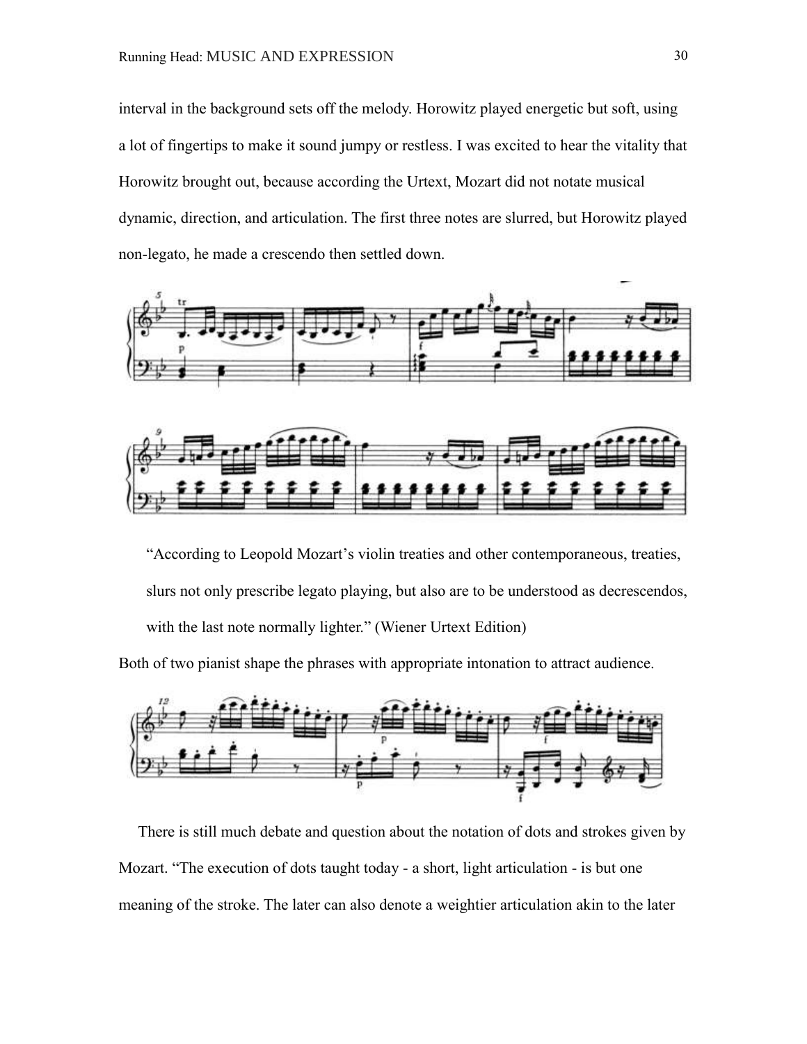interval in the background sets off the melody. Horowitz played energetic but soft, using a lot of fingertips to make it sound jumpy or restless. I was excited to hear the vitality that Horowitz brought out, because according the Urtext, Mozart did not notate musical dynamic, direction, and articulation. The first three notes are slurred, but Horowitz played non-legato, he made a crescendo then settled down.

> "According to Leopold Mozart's violin treaties and other contemporaneous, treaties, slurs not only prescribe legato playing, but also are to be understood as decrescendos, with the last note normally lighter." (Wiener Urtext Edition)

Both of two pianist shape the phrases with appropriate intonation to attract audience.

There is still much debate and question about the notation of dots and strokes given by Mozart. "The execution of dots taught today - a short, light articulation - is but one meaning of the stroke. The later can also denote a weightier articulation akin to the later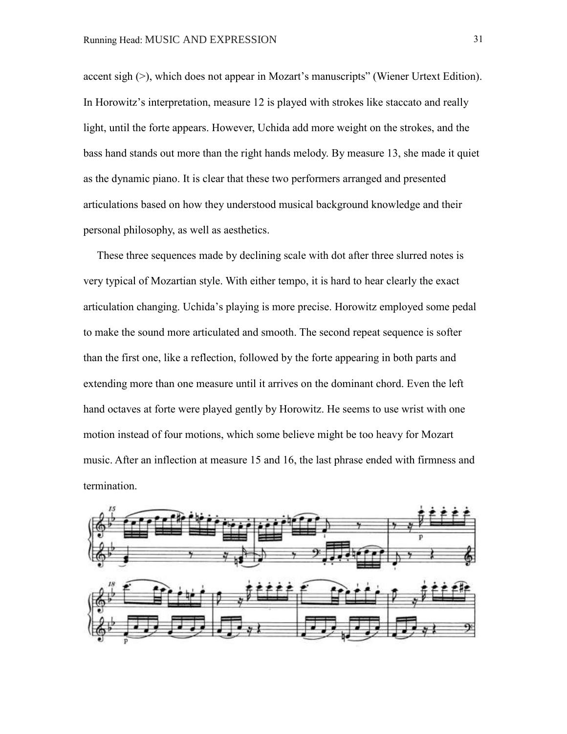accent sigh (>), which does not appear in Mozart's manuscripts" (Wiener Urtext Edition). In Horowitz's interpretation, measure 12 is played with strokes like staccato and really light, until the forte appears. However, Uchida add more weight on the strokes, and the bass hand stands out more than the right hands melody. By measure 13, she made it quiet as the dynamic piano. It is clear that these two performers arranged and presented articulations based on how they understood musical background knowledge and their personal philosophy, as well as aesthetics.

These three sequences made by declining scale with dot after three slurred notes is very typical of Mozartian style. With either tempo, it is hard to hear clearly the exact articulation changing. Uchida's playing is more precise. Horowitz employed some pedal to make the sound more articulated and smooth. The second repeat sequence is softer than the first one, like a reflection, followed by the forte appearing in both parts and extending more than one measure until it arrives on the dominant chord. Even the left hand octaves at forte were played gently by Horowitz. He seems to use wrist with one motion instead of four motions, which some believe might be too heavy for Mozart music. After an inflection at measure 15 and 16, the last phrase ended with firmness and termination.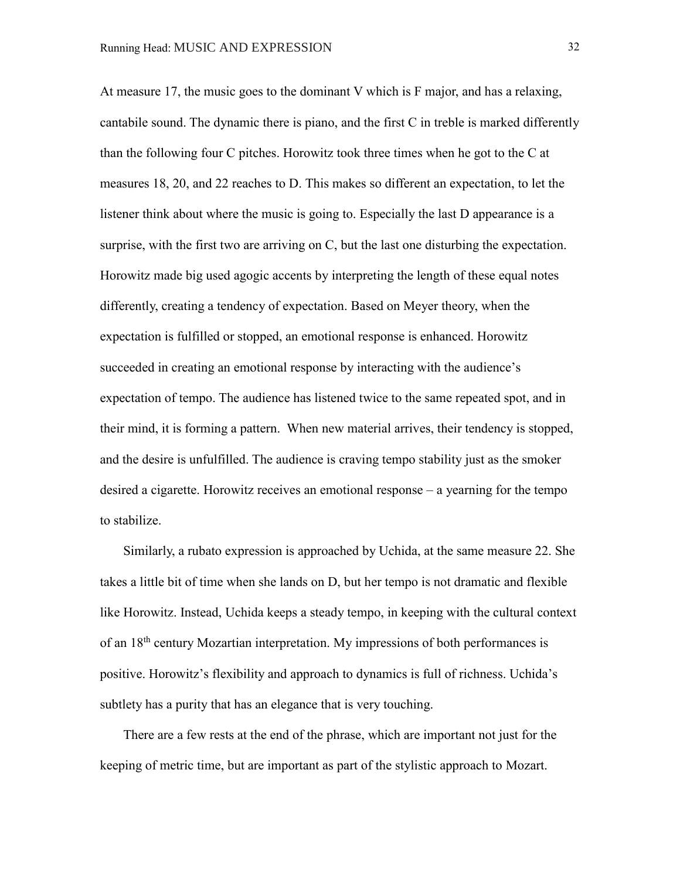At measure 17, the music goes to the dominant V which is F major, and has a relaxing, cantabile sound. The dynamic there is piano, and the first C in treble is marked differently than the following four C pitches. Horowitz took three times when he got to the C at measures 18, 20, and 22 reaches to D. This makes so different an expectation, to let the listener think about where the music is going to. Especially the last D appearance is a surprise, with the first two are arriving on C, but the last one disturbing the expectation. Horowitz made big used agogic accents by interpreting the length of these equal notes differently, creating a tendency of expectation. Based on Meyer theory, when the expectation is fulfilled or stopped, an emotional response is enhanced. Horowitz succeeded in creating an emotional response by interacting with the audience's expectation of tempo. The audience has listened twice to the same repeated spot, and in their mind, it is forming a pattern. When new material arrives, their tendency is stopped, and the desire is unfulfilled. The audience is craving tempo stability just as the smoker desired a cigarette. Horowitz receives an emotional response – a yearning for the tempo to stabilize.

Similarly, a rubato expression is approached by Uchida, at the same measure 22. She takes a little bit of time when she lands on D, but her tempo is not dramatic and flexible like Horowitz. Instead, Uchida keeps a steady tempo, in keeping with the cultural context of an 18th century Mozartian interpretation. My impressions of both performances is positive. Horowitz's flexibility and approach to dynamics is full of richness. Uchida's subtlety has a purity that has an elegance that is very touching.

There are a few rests at the end of the phrase, which are important not just for the keeping of metric time, but are important as part of the stylistic approach to Mozart.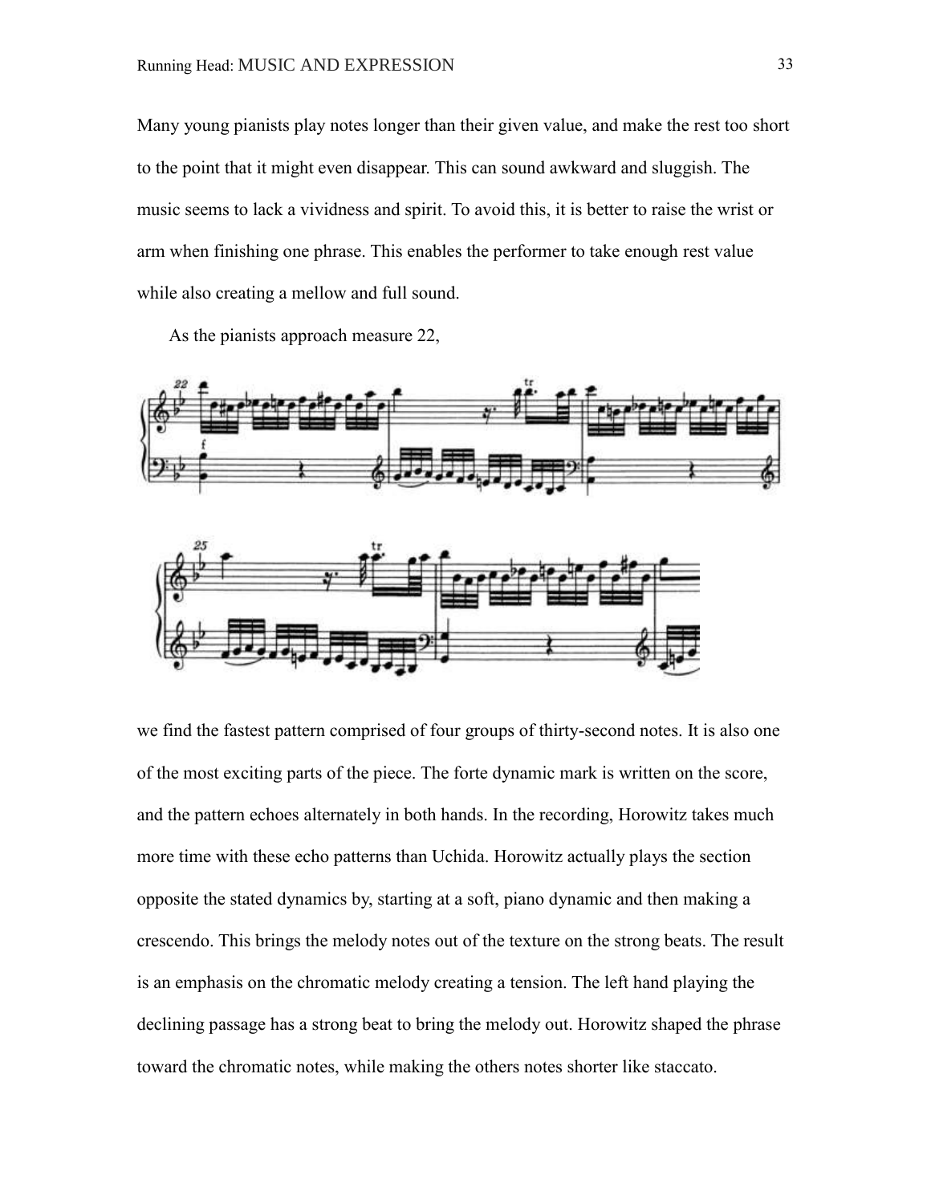Many young pianists play notes longer than their given value, and make the rest too short to the point that it might even disappear. This can sound awkward and sluggish. The music seems to lack a vividness and spirit. To avoid this, it is better to raise the wrist or arm when finishing one phrase. This enables the performer to take enough rest value while also creating a mellow and full sound.

As the pianists approach measure 22,

we find the fastest pattern comprised of four groups of thirty-second notes. It is also one of the most exciting parts of the piece. The forte dynamic mark is written on the score, and the pattern echoes alternately in both hands. In the recording, Horowitz takes much more time with these echo patterns than Uchida. Horowitz actually plays the section opposite the stated dynamics by, starting at a soft, piano dynamic and then making a crescendo. This brings the melody notes out of the texture on the strong beats. The result is an emphasis on the chromatic melody creating a tension. The left hand playing the declining passage has a strong beat to bring the melody out. Horowitz shaped the phrase toward the chromatic notes, while making the others notes shorter like staccato.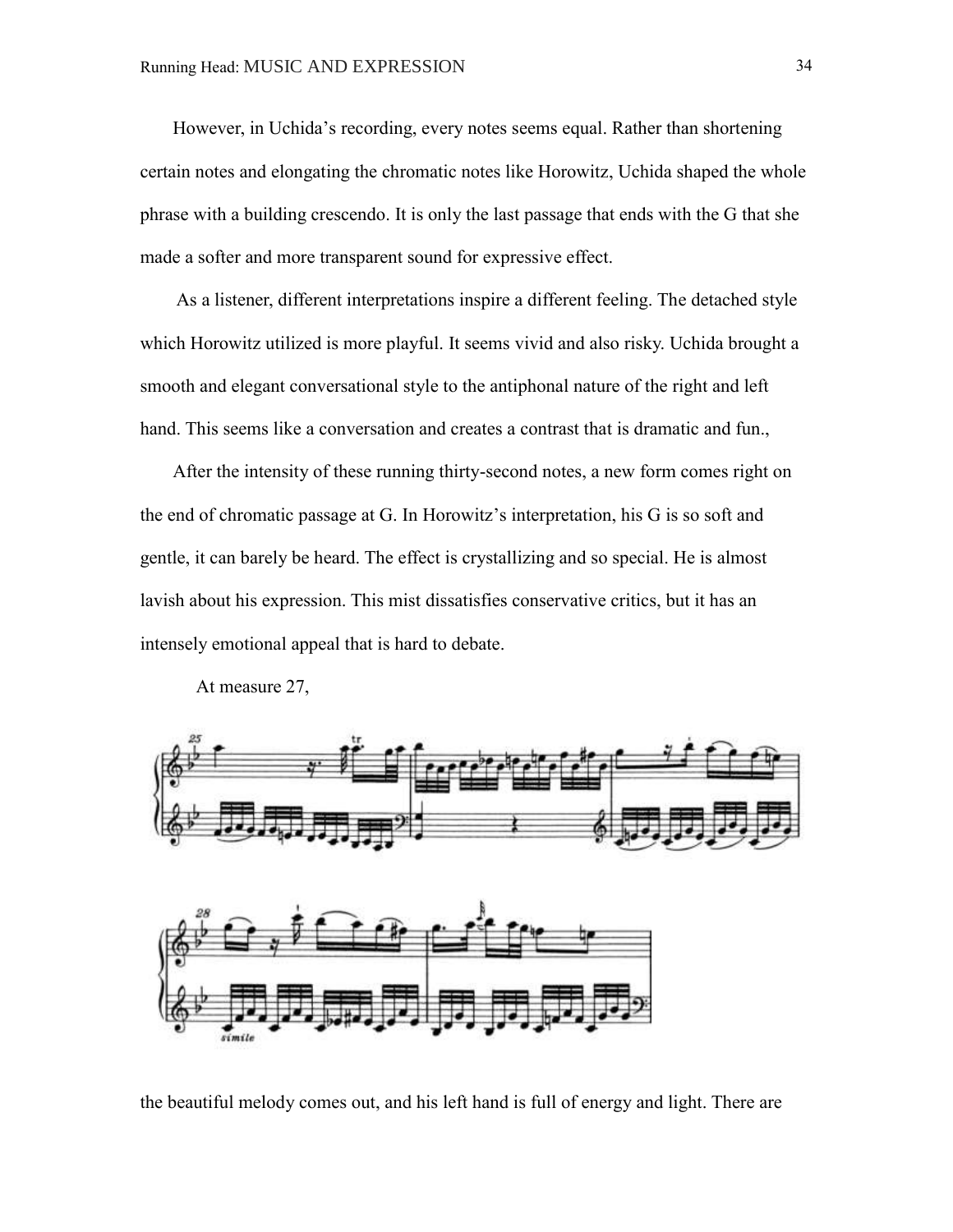However, in Uchida's recording, every notes seems equal. Rather than shortening certain notes and elongating the chromatic notes like Horowitz, Uchida shaped the whole phrase with a building crescendo. It is only the last passage that ends with the G that she made a softer and more transparent sound for expressive effect.

As a listener, different interpretations inspire a different feeling. The detached style which Horowitz utilized is more playful. It seems vivid and also risky. Uchida brought a smooth and elegant conversational style to the antiphonal nature of the right and left hand. This seems like a conversation and creates a contrast that is dramatic and fun.,

After the intensity of these running thirty-second notes, a new form comes right on the end of chromatic passage at G. In Horowitz's interpretation, his G is so soft and gentle, it can barely be heard. The effect is crystallizing and so special. He is almost lavish about his expression. This mist dissatisfies conservative critics, but it has an intensely emotional appeal that is hard to debate.

At measure 27,

the beautiful melody comes out, and his left hand is full of energy and light. There are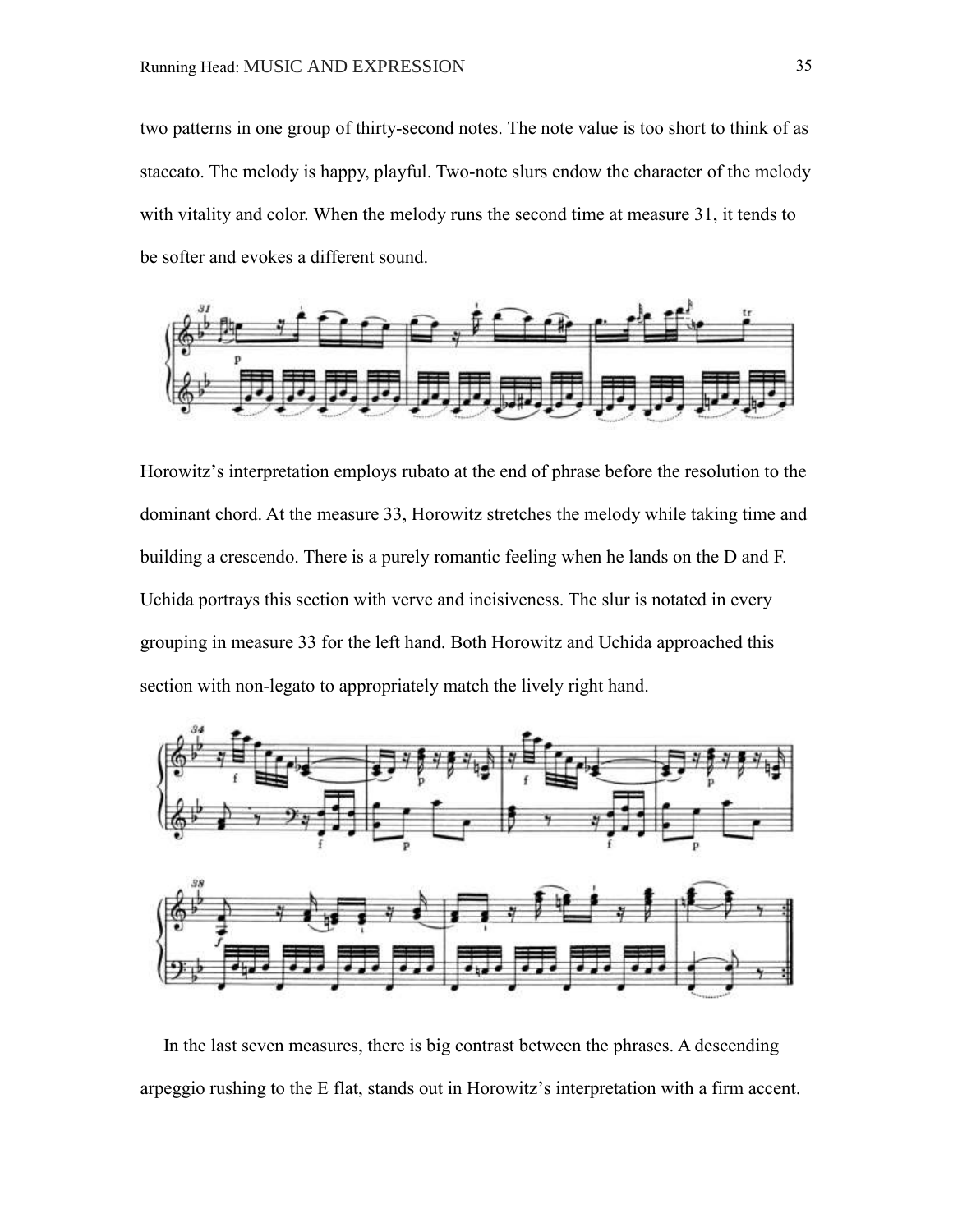two patterns in one group of thirty-second notes. The note value is too short to think of as staccato. The melody is happy, playful. Two-note slurs endow the character of the melody with vitality and color. When the melody runs the second time at measure 31, it tends to be softer and evokes a different sound.

Horowitz's interpretation employs rubato at the end of phrase before the resolution to the dominant chord. At the measure 33, Horowitz stretches the melody while taking time and building a crescendo. There is a purely romantic feeling when he lands on the D and F. Uchida portrays this section with verve and incisiveness. The slur is notated in every grouping in measure 33 for the left hand. Both Horowitz and Uchida approached this section with non-legato to appropriately match the lively right hand.

In the last seven measures, there is big contrast between the phrases. A descending arpeggio rushing to the E flat, stands out in Horowitz's interpretation with a firm accent.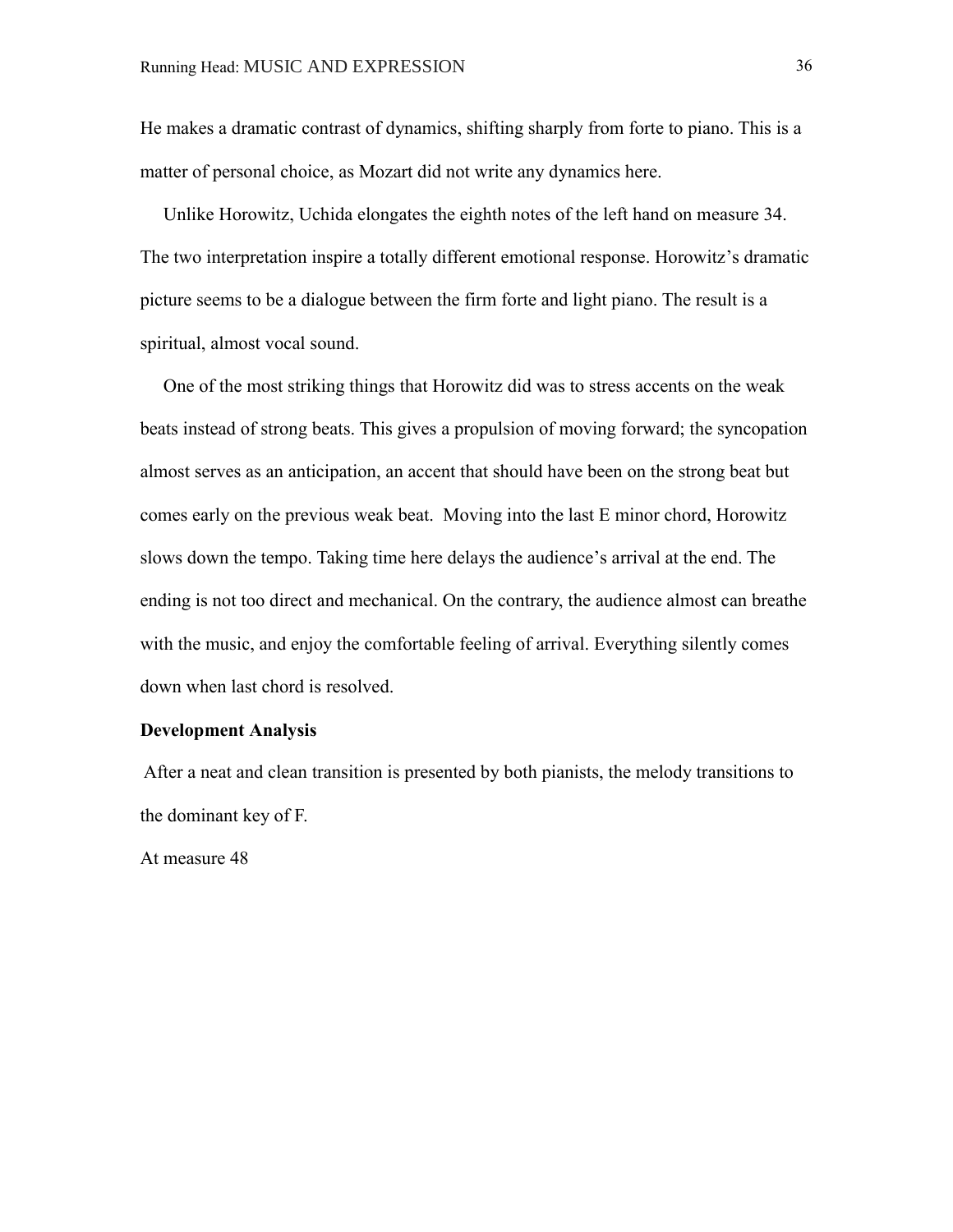He makes a dramatic contrast of dynamics, shifting sharply from forte to piano. This is a matter of personal choice, as Mozart did not write any dynamics here.

Unlike Horowitz, Uchida elongates the eighth notes of the left hand on measure 34. The two interpretation inspire a totally different emotional response. Horowitz's dramatic picture seems to be a dialogue between the firm forte and light piano. The result is a spiritual, almost vocal sound.

One of the most striking things that Horowitz did was to stress accents on the weak beats instead of strong beats. This gives a propulsion of moving forward; the syncopation almost serves as an anticipation, an accent that should have been on the strong beat but comes early on the previous weak beat. Moving into the last E minor chord, Horowitz slows down the tempo. Taking time here delays the audience's arrival at the end. The ending is not too direct and mechanical. On the contrary, the audience almost can breathe with the music, and enjoy the comfortable feeling of arrival. Everything silently comes down when last chord is resolved.

**Development Analysis**

After a neat and clean transition is presented by both pianists, the melody transitions to the dominant key of F.

At measure 48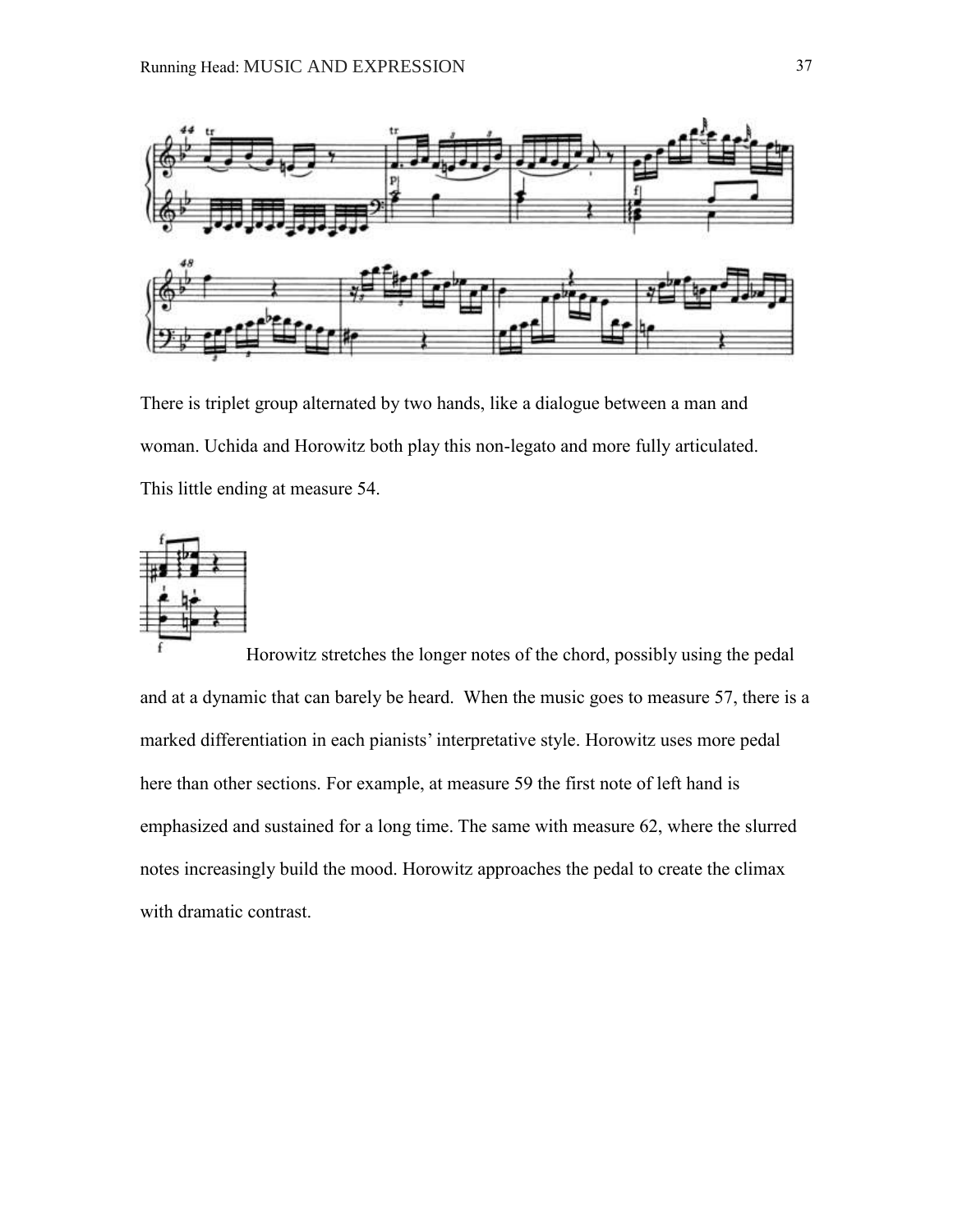There is triplet group alternated by two hands, like a dialogue between a man and woman. Uchida and Horowitz both play this non-legato and more fully articulated. This little ending at measure 54.

Horowitz stretches the longer notes of the chord, possibly using the pedal and at a dynamic that can barely be heard. When the music goes to measure 57, there is a marked differentiation in each pianists' interpretative style. Horowitz uses more pedal here than other sections. For example, at measure 59 the first note of left hand is emphasized and sustained for a long time. The same with measure 62, where the slurred notes increasingly build the mood. Horowitz approaches the pedal to create the climax with dramatic contrast.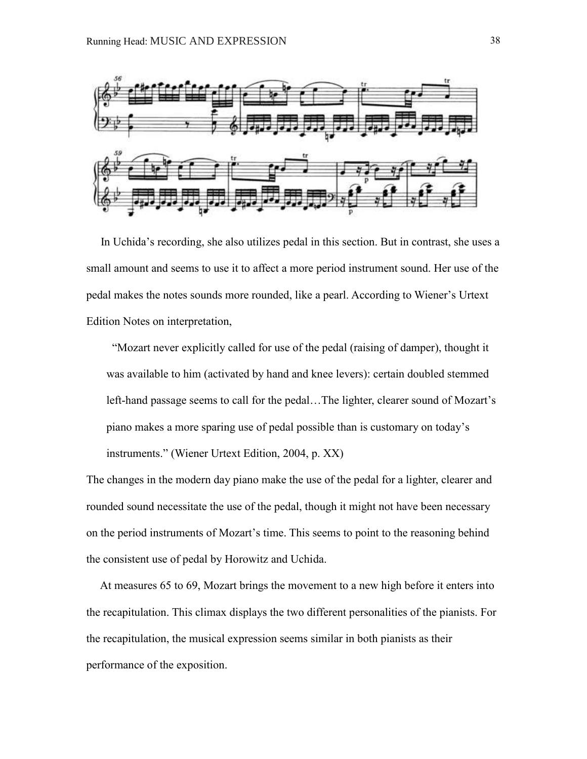In Uchida's recording, she also utilizes pedal in this section. But in contrast, she uses a small amount and seems to use it to affect a more period instrument sound. Her use of the pedal makes the notes sounds more rounded, like a pearl. According to Wiener's Urtext Edition Notes on interpretation,

> "Mozart never explicitly called for use of the pedal (raising of damper), thought it was available to him (activated by hand and knee levers): certain doubled stemmed left-hand passage seems to call for the pedal…The lighter, clearer sound of Mozart's piano makes a more sparing use of pedal possible than is customary on today's instruments." (Wiener Urtext Edition, 2004, p. XX)

The changes in the modern day piano make the use of the pedal for a lighter, clearer and rounded sound necessitate the use of the pedal, though it might not have been necessary on the period instruments of Mozart's time. This seems to point to the reasoning behind the consistent use of pedal by Horowitz and Uchida.

At measures 65 to 69, Mozart brings the movement to a new high before it enters into the recapitulation. This climax displays the two different personalities of the pianists. For the recapitulation, the musical expression seems similar in both pianists as their performance of the exposition.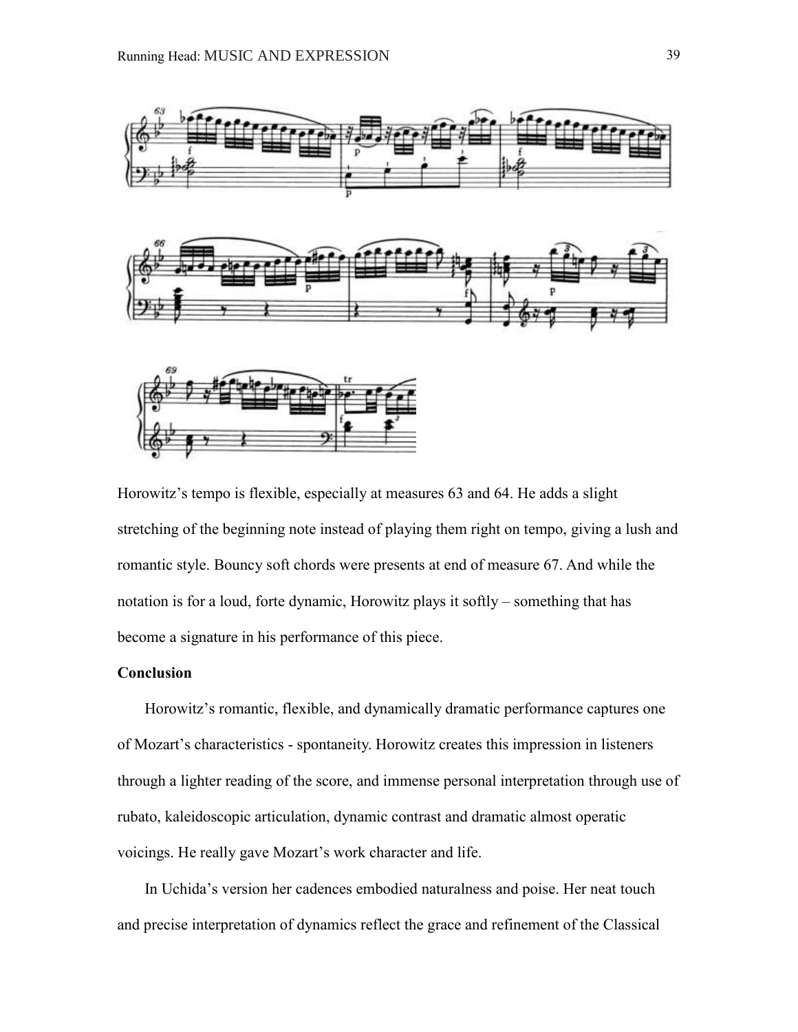Horowitz's tempo is flexible, especially at measures 63 and 64. He adds a slight stretching of the beginning note instead of playing them right on tempo, giving a lush and romantic style. Bouncy soft chords were presents at end of measure 67. And while the notation is for a loud, forte dynamic, Horowitz plays it softly – something that has become a signature in his performance of this piece.

**Conclusion**

Horowitz's romantic, flexible, and dynamically dramatic performance captures one of Mozart's characteristics - spontaneity. Horowitz creates this impression in listeners through a lighter reading of the score, and immense personal interpretation through use of rubato, kaleidoscopic articulation, dynamic contrast and dramatic almost operatic voicings. He really gave Mozart's work character and life.

In Uchida's version her cadences embodied naturalness and poise. Her neat touch and precise interpretation of dynamics reflect the grace and refinement of the Classical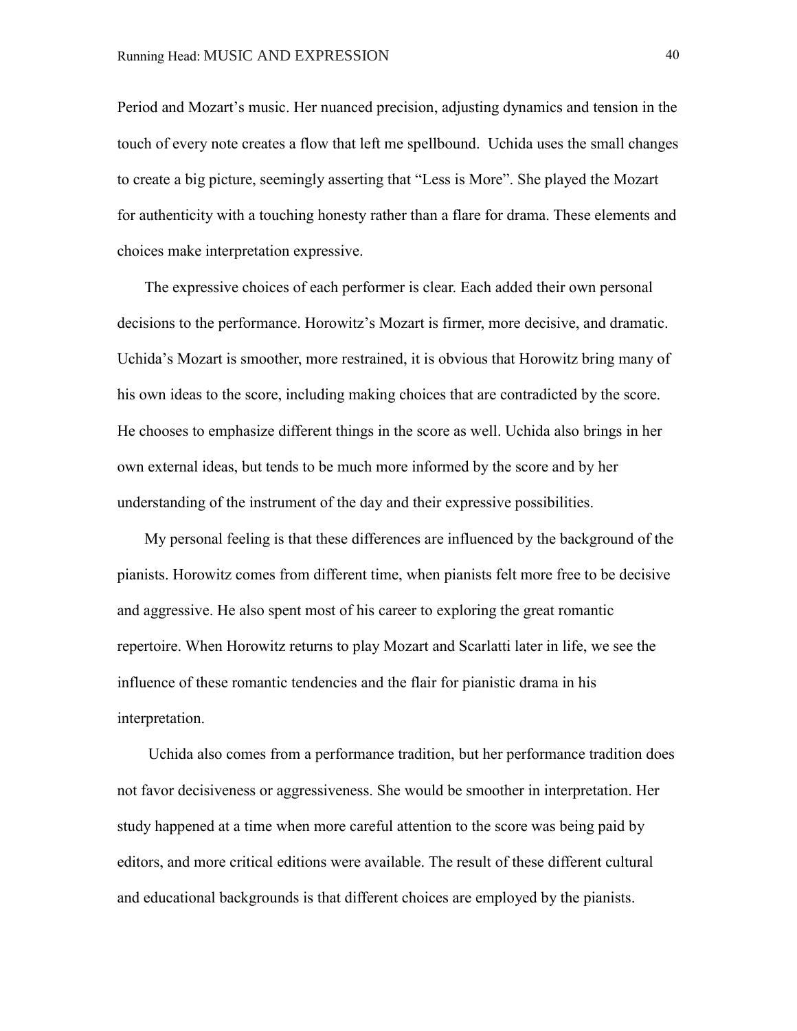Period and Mozart's music. Her nuanced precision, adjusting dynamics and tension in the touch of every note creates a flow that left me spellbound. Uchida uses the small changes to create a big picture, seemingly asserting that "Less is More". She played the Mozart for authenticity with a touching honesty rather than a flare for drama. These elements and choices make interpretation expressive.

The expressive choices of each performer is clear. Each added their own personal decisions to the performance. Horowitz's Mozart is firmer, more decisive, and dramatic. Uchida's Mozart is smoother, more restrained, it is obvious that Horowitz bring many of his own ideas to the score, including making choices that are contradicted by the score. He chooses to emphasize different things in the score as well. Uchida also brings in her own external ideas, but tends to be much more informed by the score and by her understanding of the instrument of the day and their expressive possibilities.

My personal feeling is that these differences are influenced by the background of the pianists. Horowitz comes from different time, when pianists felt more free to be decisive and aggressive. He also spent most of his career to exploring the great romantic repertoire. When Horowitz returns to play Mozart and Scarlatti later in life, we see the influence of these romantic tendencies and the flair for pianistic drama in his interpretation.

Uchida also comes from a performance tradition, but her performance tradition does not favor decisiveness or aggressiveness. She would be smoother in interpretation. Her study happened at a time when more careful attention to the score was being paid by editors, and more critical editions were available. The result of these different cultural and educational backgrounds is that different choices are employed by the pianists.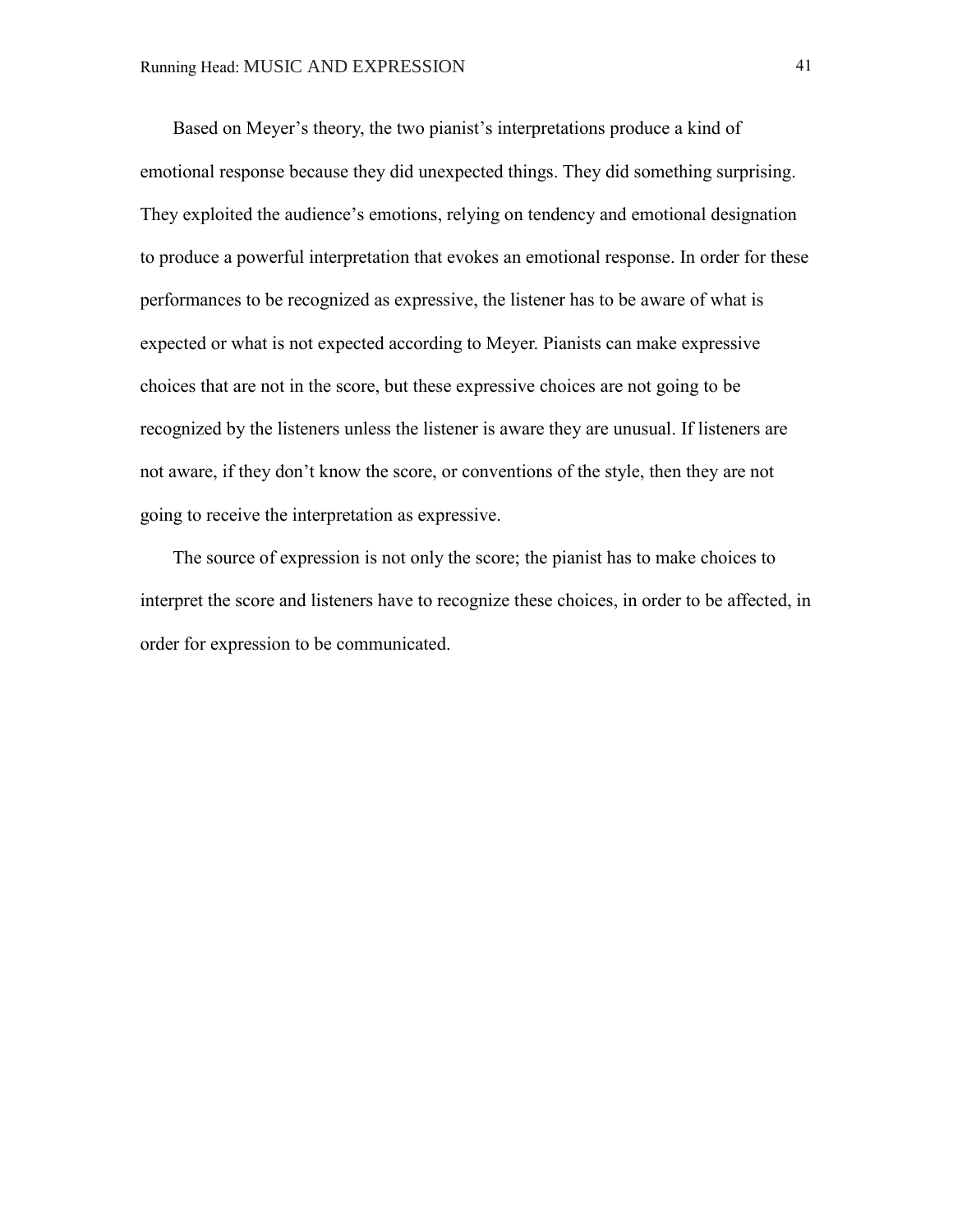Based on Meyer's theory, the two pianist's interpretations produce a kind of emotional response because they did unexpected things. They did something surprising. They exploited the audience's emotions, relying on tendency and emotional designation to produce a powerful interpretation that evokes an emotional response. In order for these performances to be recognized as expressive, the listener has to be aware of what is expected or what is not expected according to Meyer. Pianists can make expressive choices that are not in the score, but these expressive choices are not going to be recognized by the listeners unless the listener is aware they are unusual. If listeners are not aware, if they don't know the score, or conventions of the style, then they are not going to receive the interpretation as expressive.

The source of expression is not only the score; the pianist has to make choices to interpret the score and listeners have to recognize these choices, in order to be affected, in order for expression to be communicated.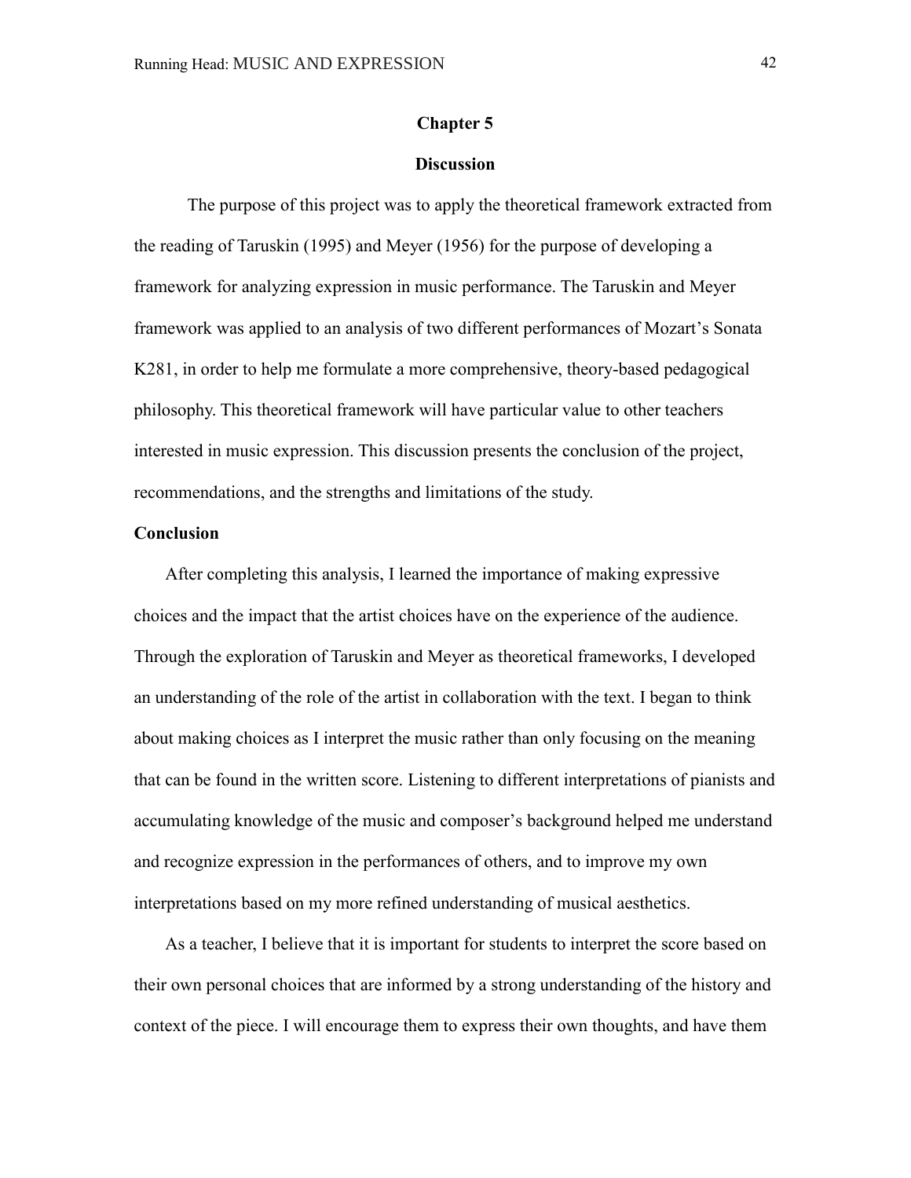# Chapter 5

## Discussion

The purpose of this project was to apply the theoretical framework extracted from the reading of Taruskin (1995) and Meyer (1956) for the purpose of developing a framework for analyzing expression in music performance. The Taruskin and Meyer framework was applied to an analysis of two different performances of Mozart's Sonata K281, in order to help me formulate a more comprehensive, theory-based pedagogical philosophy. This theoretical framework will have particular value to other teachers interested in music expression. This discussion presents the conclusion of the project, recommendations, and the strengths and limitations of the study.

### Conclusion

After completing this analysis, I learned the importance of making expressive choices and the impact that the artist choices have on the experience of the audience. Through the exploration of Taruskin and Meyer as theoretical frameworks, I developed an understanding of the role of the artist in collaboration with the text. I began to think about making choices as I interpret the music rather than only focusing on the meaning that can be found in the written score. Listening to different interpretations of pianists and accumulating knowledge of the music and composer's background helped me understand and recognize expression in the performances of others, and to improve my own interpretations based on my more refined understanding of musical aesthetics.

As a teacher, I believe that it is important for students to interpret the score based on their own personal choices that are informed by a strong understanding of the history and context of the piece. I will encourage them to express their own thoughts, and have them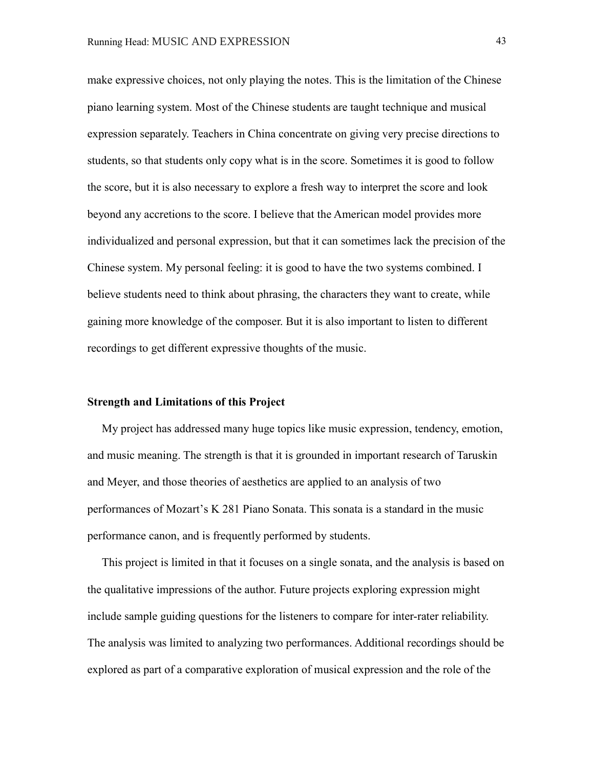make expressive choices, not only playing the notes. This is the limitation of the Chinese piano learning system. Most of the Chinese students are taught technique and musical expression separately. Teachers in China concentrate on giving very precise directions to students, so that students only copy what is in the score. Sometimes it is good to follow the score, but it is also necessary to explore a fresh way to interpret the score and look beyond any accretions to the score. I believe that the American model provides more individualized and personal expression, but that it can sometimes lack the precision of the Chinese system. My personal feeling: it is good to have the two systems combined. I believe students need to think about phrasing, the characters they want to create, while gaining more knowledge of the composer. But it is also important to listen to different recordings to get different expressive thoughts of the music.

**Strength and Limitations of this Project**

My project has addressed many huge topics like music expression, tendency, emotion, and music meaning. The strength is that it is grounded in important research of Taruskin and Meyer, and those theories of aesthetics are applied to an analysis of two performances of Mozart's K 281 Piano Sonata. This sonata is a standard in the music performance canon, and is frequently performed by students.

This project is limited in that it focuses on a single sonata, and the analysis is based on the qualitative impressions of the author. Future projects exploring expression might include sample guiding questions for the listeners to compare for inter-rater reliability. The analysis was limited to analyzing two performances. Additional recordings should be explored as part of a comparative exploration of musical expression and the role of the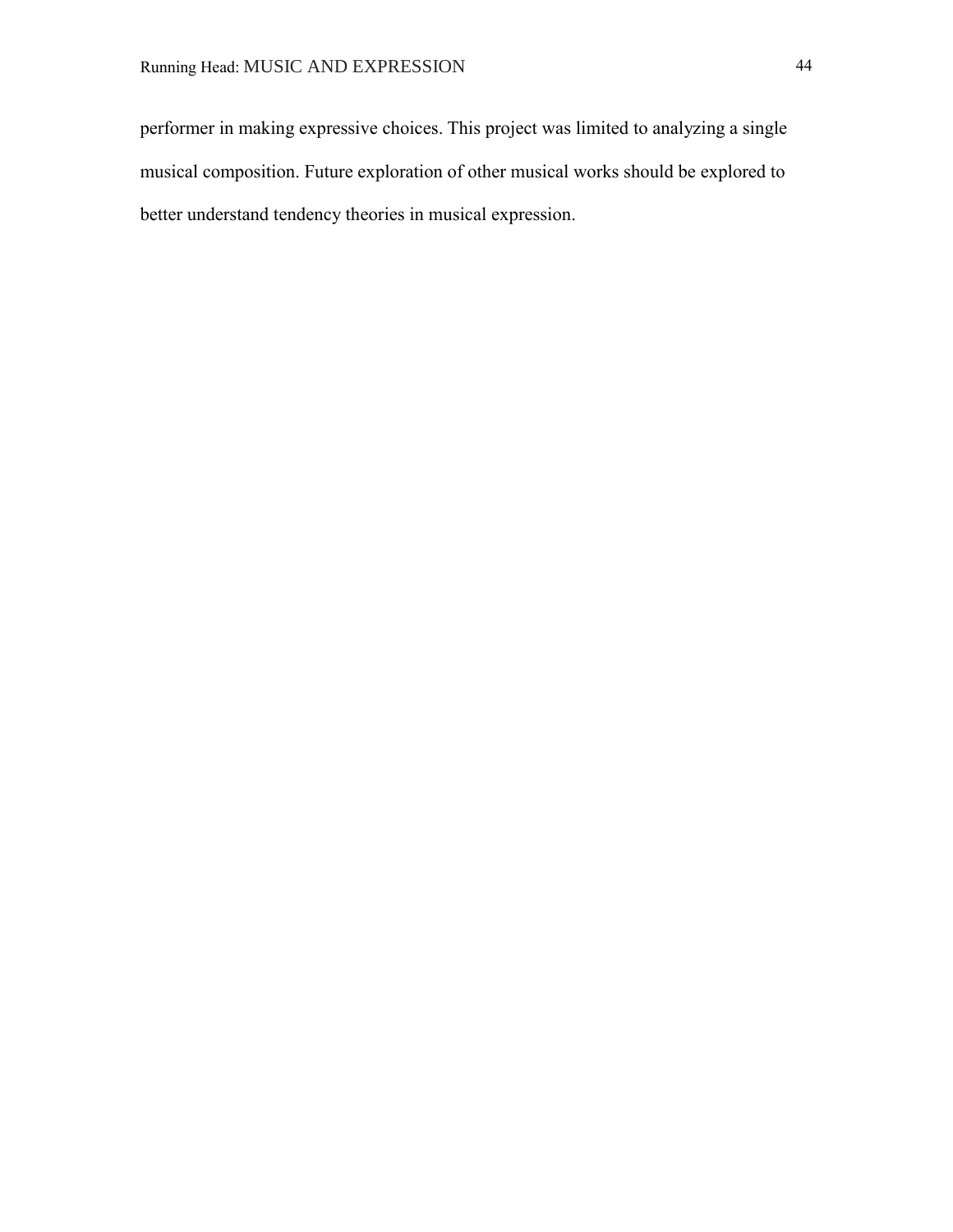performer in making expressive choices. This project was limited to analyzing a single musical composition. Future exploration of other musical works should be explored to better understand tendency theories in musical expression.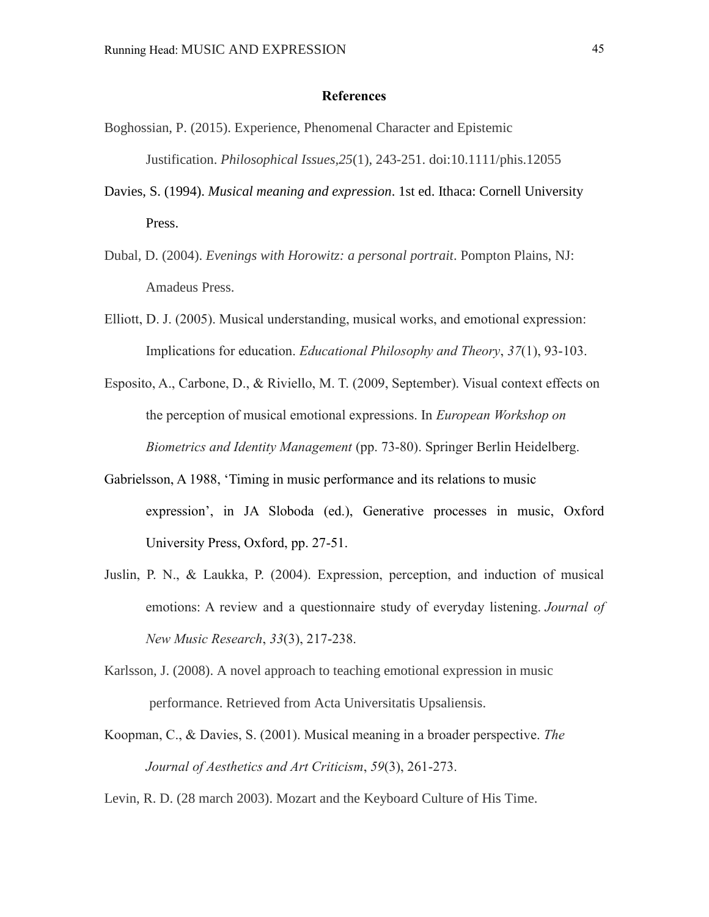## References

Boghossian, P. (2015). Experience, Phenomenal Character and Epistemic Justification. *Philosophical Issues,25*(1), 243-251. doi:10.1111/phis.12055

Davies, S. (1994). *Musical meaning and expression*. 1st ed. Ithaca: Cornell University Press.

Dubal, D. (2004). *Evenings with Horowitz: a personal portrait*. Pompton Plains, NJ: Amadeus Press.

Elliott, D. J. (2005). Musical understanding, musical works, and emotional expression: Implications for education. *Educational Philosophy and Theory*, *37*(1), 93-103.

Esposito, A., Carbone, D., & Riviello, M. T. (2009, September). Visual context effects on the perception of musical emotional expressions. In *European Workshop on Biometrics and Identity Management* (pp. 73-80). Springer Berlin Heidelberg.

Gabrielsson, A 1988, 'Timing in music performance and its relations to music expression', in JA Sloboda (ed.), Generative processes in music, Oxford University Press, Oxford, pp. 27-51.

Juslin, P. N., & Laukka, P. (2004). Expression, perception, and induction of musical emotions: A review and a questionnaire study of everyday listening. *Journal of New Music Research*, *33*(3), 217-238.

Karlsson, J. (2008). A novel approach to teaching emotional expression in music performance. Retrieved from Acta Universitatis Upsaliensis.

Koopman, C., & Davies, S. (2001). Musical meaning in a broader perspective. *The Journal of Aesthetics and Art Criticism*, *59*(3), 261-273.

Levin, R. D. (28 march 2003). Mozart and the Keyboard Culture of His Time.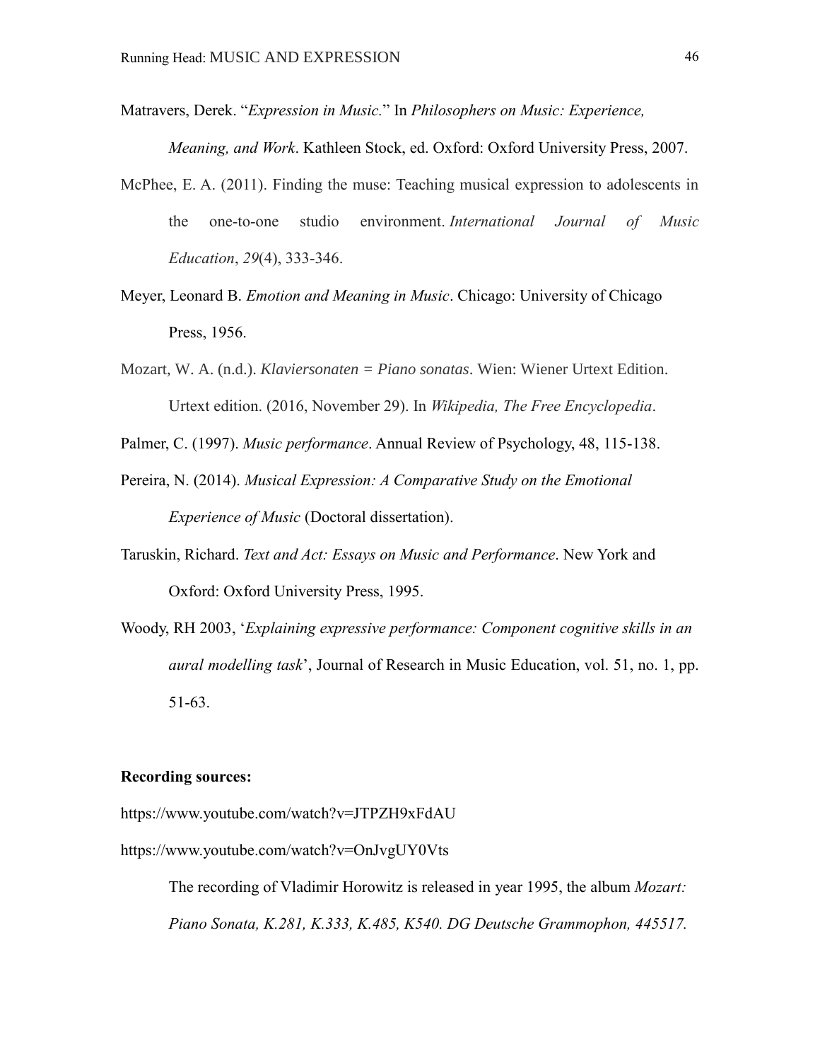Matravers, Derek. "*Expression in Music.*" In *Philosophers on Music: Experience, Meaning, and Work*. Kathleen Stock, ed. Oxford: Oxford University Press, 2007.

McPhee, E. A. (2011). Finding the muse: Teaching musical expression to adolescents in the one-to-one studio environment. *International Journal of Music Education*, *29*(4), 333-346.

Meyer, Leonard B. *Emotion and Meaning in Music*. Chicago: University of Chicago Press, 1956.

Mozart, W. A. (n.d.). *Klaviersonaten = Piano sonatas*. Wien: Wiener Urtext Edition. Urtext edition. (2016, November 29). In *Wikipedia, The Free Encyclopedia*.

Palmer, C. (1997). *Music performance*. Annual Review of Psychology, 48, 115-138.

Pereira, N. (2014). *Musical Expression: A Comparative Study on the Emotional Experience of Music* (Doctoral dissertation).

Taruskin, Richard. *Text and Act: Essays on Music and Performance*. New York and Oxford: Oxford University Press, 1995.

Woody, RH 2003, '*Explaining expressive performance: Component cognitive skills in an aural modelling task*', Journal of Research in Music Education, vol. 51, no. 1, pp. 51-63.

**Recording sources:**

https://www.youtube.com/watch?v=JTPZH9xFdAU

https://www.youtube.com/watch?v=OnJvgUY0Vts

The recording of Vladimir Horowitz is released in year 1995, the album *Mozart: Piano Sonata, K.281, K.333, K.485, K540. DG Deutsche Grammophon, 445517.*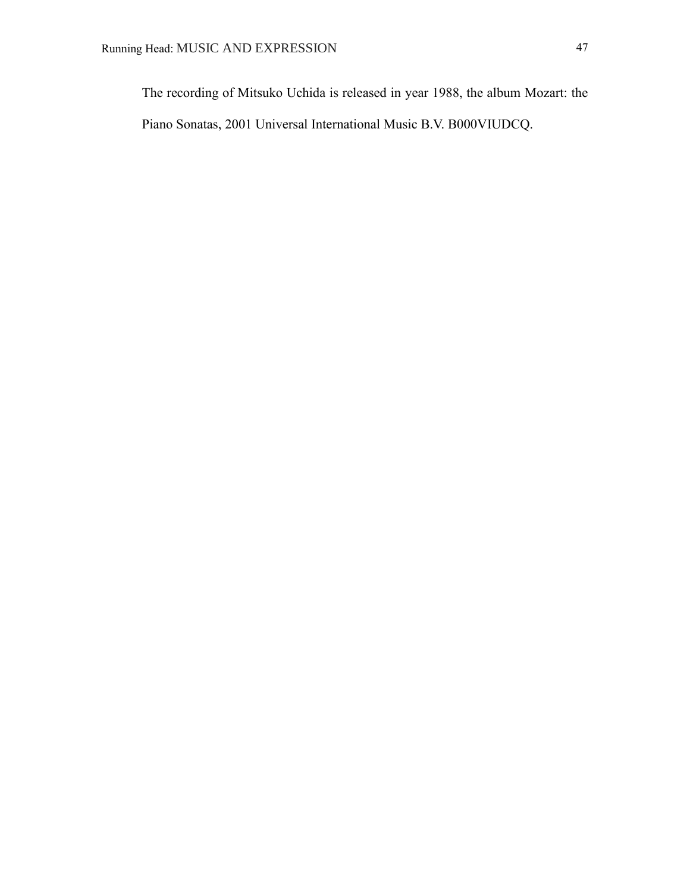The recording of Mitsuko Uchida is released in year 1988, the album Mozart: the Piano Sonatas, 2001 Universal International Music B.V. B000VIUDCQ.